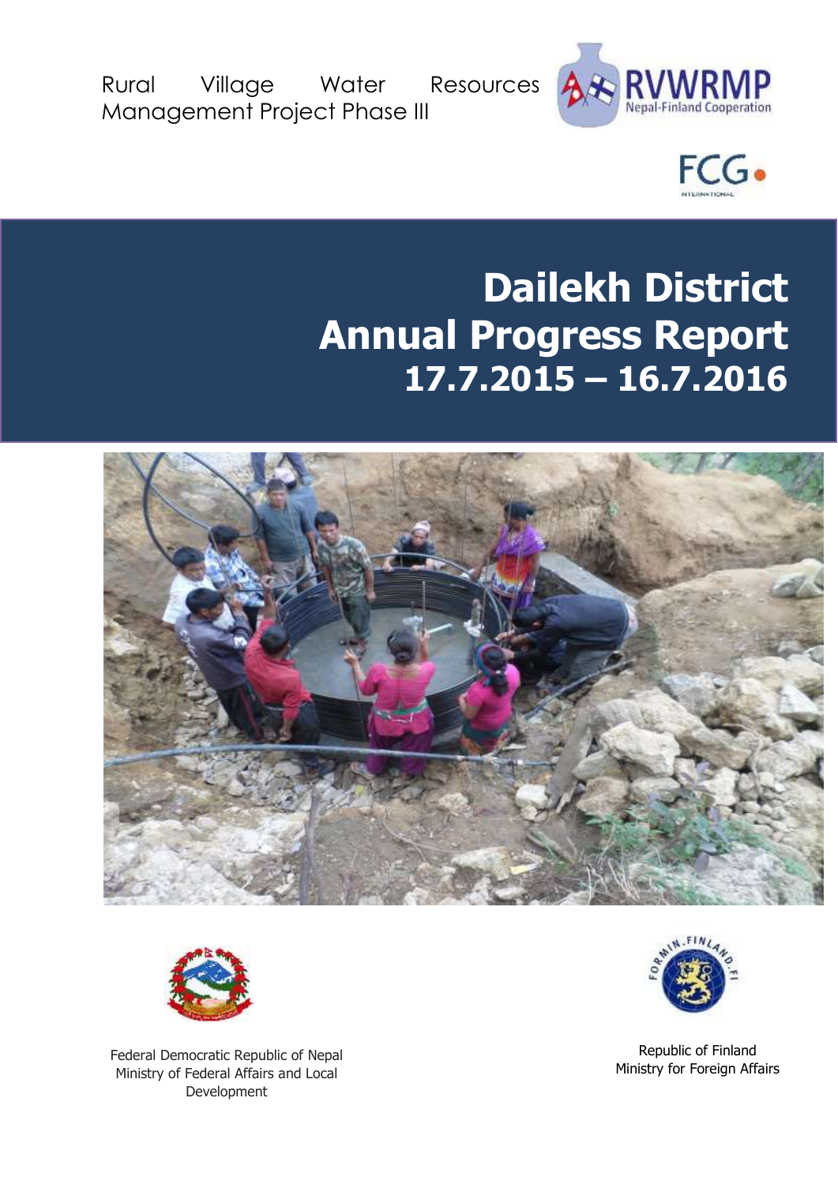Rural Village Water Resources Management Project Phase III

RVWRMP
Nepal-Finland Cooperation

FCG
INTERNATIONAL

# Dailekh District Annual Progress Report 17.7.2015 – 16.7.2016

Federal Democratic Republic of Nepal
Ministry of Federal Affairs and Local Development

Republic of Finland
Ministry for Foreign Affairs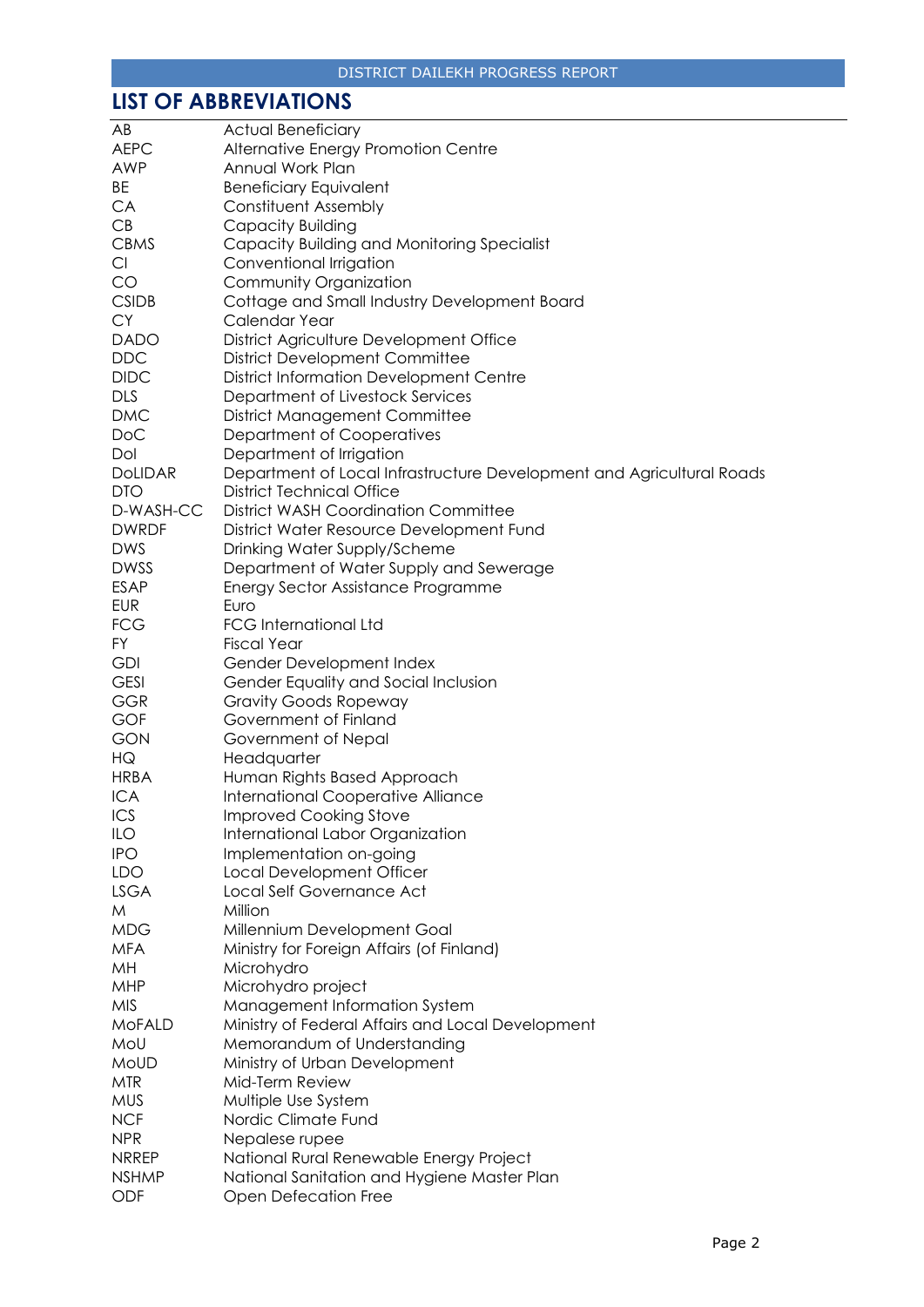# LIST OF ABBREVIATIONS

| | |
|---|---|
| AB | Actual Beneficiary |
| AEPC | Alternative Energy Promotion Centre |
| AWP | Annual Work Plan |
| BE | Beneficiary Equivalent |
| CA | Constituent Assembly |
| CB | Capacity Building |
| CBMS | Capacity Building and Monitoring Specialist |
| CI | Conventional Irrigation |
| CO | Community Organization |
| CSIDB | Cottage and Small Industry Development Board |
| CY | Calendar Year |
| DADO | District Agriculture Development Office |
| DDC | District Development Committee |
| DIDC | District Information Development Centre |
| DLS | Department of Livestock Services |
| DMC | District Management Committee |
| DoC | Department of Cooperatives |
| DoI | Department of Irrigation |
| DoLIDAR | Department of Local Infrastructure Development and Agricultural Roads |
| DTO | District Technical Office |
| D-WASH-CC | District WASH Coordination Committee |
| DWRDF | District Water Resource Development Fund |
| DWS | Drinking Water Supply/Scheme |
| DWSS | Department of Water Supply and Sewerage |
| ESAP | Energy Sector Assistance Programme |
| EUR | Euro |
| FCG | FCG International Ltd |
| FY | Fiscal Year |
| GDI | Gender Development Index |
| GESI | Gender Equality and Social Inclusion |
| GGR | Gravity Goods Ropeway |
| GOF | Government of Finland |
| GON | Government of Nepal |
| HQ | Headquarter |
| HRBA | Human Rights Based Approach |
| ICA | International Cooperative Alliance |
| ICS | Improved Cooking Stove |
| ILO | International Labor Organization |
| IPO | Implementation on-going |
| LDO | Local Development Officer |
| LSGA | Local Self Governance Act |
| M | Million |
| MDG | Millennium Development Goal |
| MFA | Ministry for Foreign Affairs (of Finland) |
| MH | Microhydro |
| MHP | Microhydro project |
| MIS | Management Information System |
| MoFALD | Ministry of Federal Affairs and Local Development |
| MoU | Memorandum of Understanding |
| MoUD | Ministry of Urban Development |
| MTR | Mid-Term Review |
| MUS | Multiple Use System |
| NCF | Nordic Climate Fund |
| NPR | Nepalese rupee |
| NRREP | National Rural Renewable Energy Project |
| NSHMP | National Sanitation and Hygiene Master Plan |
| ODF | Open Defecation Free |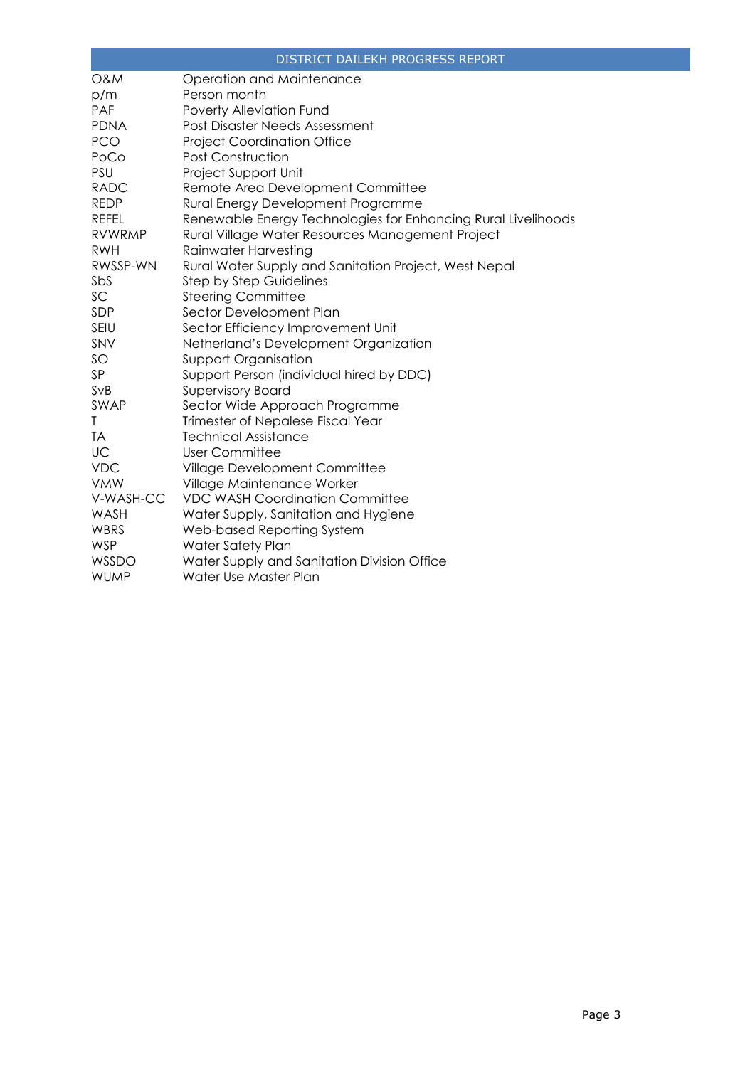| | |
|---|---|
| O&M | Operation and Maintenance |
| p/m | Person month |
| PAF | Poverty Alleviation Fund |
| PDNA | Post Disaster Needs Assessment |
| PCO | Project Coordination Office |
| PoCo | Post Construction |
| PSU | Project Support Unit |
| RADC | Remote Area Development Committee |
| REDP | Rural Energy Development Programme |
| REFEL | Renewable Energy Technologies for Enhancing Rural Livelihoods |
| RVWRMP | Rural Village Water Resources Management Project |
| RWH | Rainwater Harvesting |
| RWSSP-WN | Rural Water Supply and Sanitation Project, West Nepal |
| SbS | Step by Step Guidelines |
| SC | Steering Committee |
| SDP | Sector Development Plan |
| SEIU | Sector Efficiency Improvement Unit |
| SNV | Netherland's Development Organization |
| SO | Support Organisation |
| SP | Support Person (individual hired by DDC) |
| SvB | Supervisory Board |
| SWAP | Sector Wide Approach Programme |
| T | Trimester of Nepalese Fiscal Year |
| TA | Technical Assistance |
| UC | User Committee |
| VDC | Village Development Committee |
| VMW | Village Maintenance Worker |
| V-WASH-CC | VDC WASH Coordination Committee |
| WASH | Water Supply, Sanitation and Hygiene |
| WBRS | Web-based Reporting System |
| WSP | Water Safety Plan |
| WSSDO | Water Supply and Sanitation Division Office |
| WUMP | Water Use Master Plan |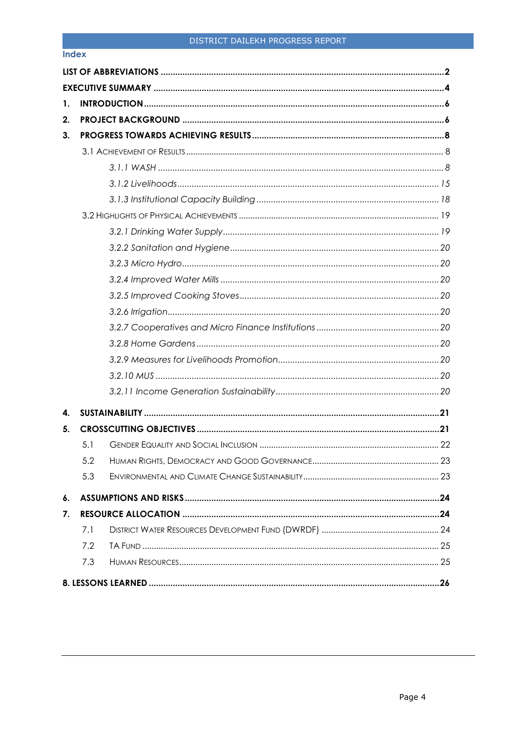## Index

**LIST OF ABBREVIATIONS** .......... **2**

**EXECUTIVE SUMMARY** .......... **4**

**1. INTRODUCTION** .......... **6**

**2. PROJECT BACKGROUND** .......... **6**

**3. PROGRESS TOWARDS ACHIEVING RESULTS** .......... **8**

- 3.1 ACHIEVEMENT OF RESULTS .......... 8
  - *3.1.1 WASH* .......... *8*
  - *3.1.2 Livelihoods* .......... *15*
  - *3.1.3 Institutional Capacity Building* .......... *18*
- 3.2 HIGHLIGHTS OF PHYSICAL ACHIEVEMENTS .......... 19
  - *3.2.1 Drinking Water Supply* .......... *19*
  - *3.2.2 Sanitation and Hygiene* .......... *20*
  - *3.2.3 Micro Hydro* .......... *20*
  - *3.2.4 Improved Water Mills* .......... *20*
  - *3.2.5 Improved Cooking Stoves* .......... *20*
  - *3.2.6 Irrigation* .......... *20*
  - *3.2.7 Cooperatives and Micro Finance Institutions* .......... *20*
  - *3.2.8 Home Gardens* .......... *20*
  - *3.2.9 Measures for Livelihoods Promotion* .......... *20*
  - *3.2.10 MUS* .......... *20*
  - *3.2.11 Income Generation Sustainability* .......... *20*

**4. SUSTAINABILITY** .......... **21**

**5. CROSSCUTTING OBJECTIVES** .......... **21**

- 5.1 GENDER EQUALITY AND SOCIAL INCLUSION .......... 22
- 5.2 HUMAN RIGHTS, DEMOCRACY AND GOOD GOVERNANCE .......... 23
- 5.3 ENVIRONMENTAL AND CLIMATE CHANGE SUSTAINABILITY .......... 23

**6. ASSUMPTIONS AND RISKS** .......... **24**

**7. RESOURCE ALLOCATION** .......... **24**

- 7.1 DISTRICT WATER RESOURCES DEVELOPMENT FUND (DWRDF) .......... 24
- 7.2 TA FUND .......... 25
- 7.3 HUMAN RESOURCES .......... 25

**8. LESSONS LEARNED** .......... **26**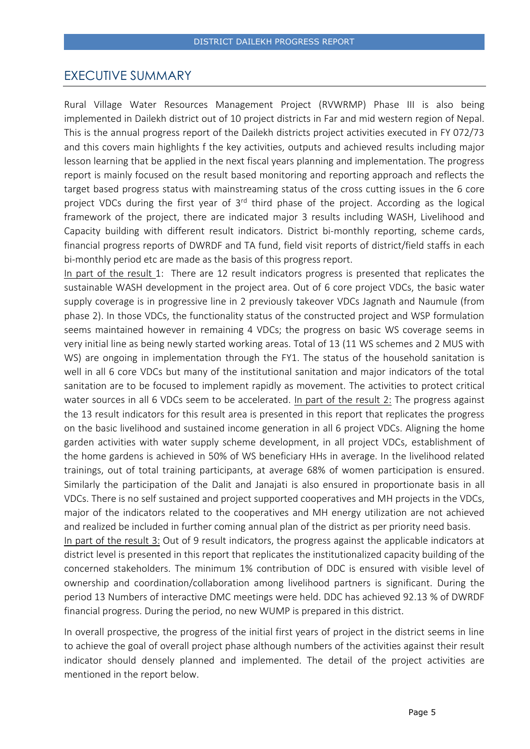# EXECUTIVE SUMMARY

Rural Village Water Resources Management Project (RVWRMP) Phase III is also being implemented in Dailekh district out of 10 project districts in Far and mid western region of Nepal. This is the annual progress report of the Dailekh districts project activities executed in FY 072/73 and this covers main highlights f the key activities, outputs and achieved results including major lesson learning that be applied in the next fiscal years planning and implementation. The progress report is mainly focused on the result based monitoring and reporting approach and reflects the target based progress status with mainstreaming status of the cross cutting issues in the 6 core project VDCs during the first year of 3rd third phase of the project. According as the logical framework of the project, there are indicated major 3 results including WASH, Livelihood and Capacity building with different result indicators. District bi-monthly reporting, scheme cards, financial progress reports of DWRDF and TA fund, field visit reports of district/field staffs in each bi-monthly period etc are made as the basis of this progress report.

In part of the result 1: There are 12 result indicators progress is presented that replicates the sustainable WASH development in the project area. Out of 6 core project VDCs, the basic water supply coverage is in progressive line in 2 previously takeover VDCs Jagnath and Naumule (from phase 2). In those VDCs, the functionality status of the constructed project and WSP formulation seems maintained however in remaining 4 VDCs; the progress on basic WS coverage seems in very initial line as being newly started working areas. Total of 13 (11 WS schemes and 2 MUS with WS) are ongoing in implementation through the FY1. The status of the household sanitation is well in all 6 core VDCs but many of the institutional sanitation and major indicators of the total sanitation are to be focused to implement rapidly as movement. The activities to protect critical water sources in all 6 VDCs seem to be accelerated. In part of the result 2: The progress against the 13 result indicators for this result area is presented in this report that replicates the progress on the basic livelihood and sustained income generation in all 6 project VDCs. Aligning the home garden activities with water supply scheme development, in all project VDCs, establishment of the home gardens is achieved in 50% of WS beneficiary HHs in average. In the livelihood related trainings, out of total training participants, at average 68% of women participation is ensured. Similarly the participation of the Dalit and Janajati is also ensured in proportionate basis in all VDCs. There is no self sustained and project supported cooperatives and MH projects in the VDCs, major of the indicators related to the cooperatives and MH energy utilization are not achieved and realized be included in further coming annual plan of the district as per priority need basis.

In part of the result 3: Out of 9 result indicators, the progress against the applicable indicators at district level is presented in this report that replicates the institutionalized capacity building of the concerned stakeholders. The minimum 1% contribution of DDC is ensured with visible level of ownership and coordination/collaboration among livelihood partners is significant. During the period 13 Numbers of interactive DMC meetings were held. DDC has achieved 92.13 % of DWRDF financial progress. During the period, no new WUMP is prepared in this district.

In overall prospective, the progress of the initial first years of project in the district seems in line to achieve the goal of overall project phase although numbers of the activities against their result indicator should densely planned and implemented. The detail of the project activities are mentioned in the report below.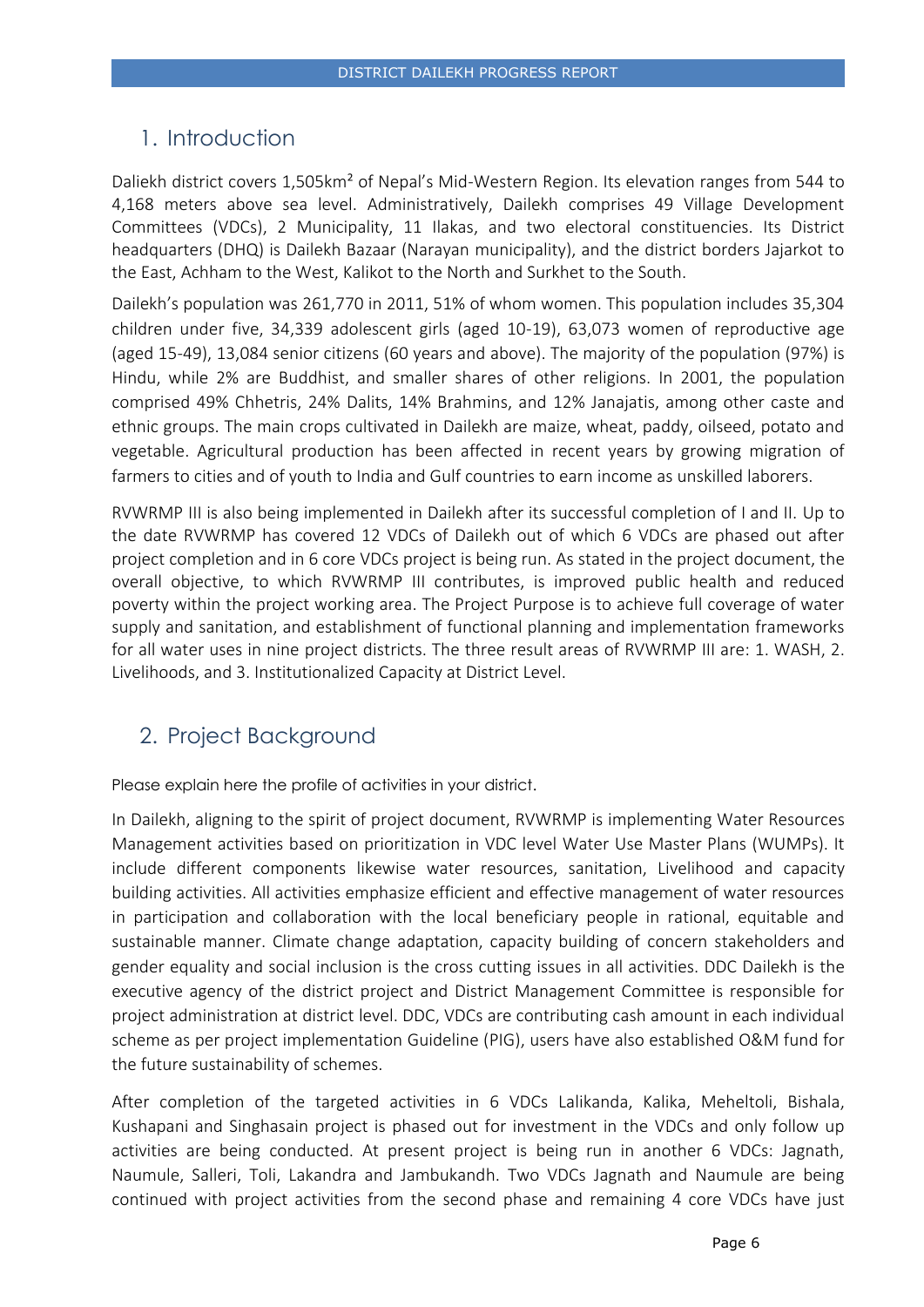## 1. Introduction

Daliekh district covers 1,505km² of Nepal's Mid-Western Region. Its elevation ranges from 544 to 4,168 meters above sea level. Administratively, Dailekh comprises 49 Village Development Committees (VDCs), 2 Municipality, 11 Ilakas, and two electoral constituencies. Its District headquarters (DHQ) is Dailekh Bazaar (Narayan municipality), and the district borders Jajarkot to the East, Achham to the West, Kalikot to the North and Surkhet to the South.

Dailekh's population was 261,770 in 2011, 51% of whom women. This population includes 35,304 children under five, 34,339 adolescent girls (aged 10-19), 63,073 women of reproductive age (aged 15-49), 13,084 senior citizens (60 years and above). The majority of the population (97%) is Hindu, while 2% are Buddhist, and smaller shares of other religions. In 2001, the population comprised 49% Chhetris, 24% Dalits, 14% Brahmins, and 12% Janajatis, among other caste and ethnic groups. The main crops cultivated in Dailekh are maize, wheat, paddy, oilseed, potato and vegetable. Agricultural production has been affected in recent years by growing migration of farmers to cities and of youth to India and Gulf countries to earn income as unskilled laborers.

RVWRMP III is also being implemented in Dailekh after its successful completion of I and II. Up to the date RVWRMP has covered 12 VDCs of Dailekh out of which 6 VDCs are phased out after project completion and in 6 core VDCs project is being run. As stated in the project document, the overall objective, to which RVWRMP III contributes, is improved public health and reduced poverty within the project working area. The Project Purpose is to achieve full coverage of water supply and sanitation, and establishment of functional planning and implementation frameworks for all water uses in nine project districts. The three result areas of RVWRMP III are: 1. WASH, 2. Livelihoods, and 3. Institutionalized Capacity at District Level.

## 2. Project Background

Please explain here the profile of activities in your district.

In Dailekh, aligning to the spirit of project document, RVWRMP is implementing Water Resources Management activities based on prioritization in VDC level Water Use Master Plans (WUMPs). It include different components likewise water resources, sanitation, Livelihood and capacity building activities. All activities emphasize efficient and effective management of water resources in participation and collaboration with the local beneficiary people in rational, equitable and sustainable manner. Climate change adaptation, capacity building of concern stakeholders and gender equality and social inclusion is the cross cutting issues in all activities. DDC Dailekh is the executive agency of the district project and District Management Committee is responsible for project administration at district level. DDC, VDCs are contributing cash amount in each individual scheme as per project implementation Guideline (PIG), users have also established O&M fund for the future sustainability of schemes.

After completion of the targeted activities in 6 VDCs Lalikanda, Kalika, Meheltoli, Bishala, Kushapani and Singhasain project is phased out for investment in the VDCs and only follow up activities are being conducted. At present project is being run in another 6 VDCs: Jagnath, Naumule, Salleri, Toli, Lakandra and Jambukandh. Two VDCs Jagnath and Naumule are being continued with project activities from the second phase and remaining 4 core VDCs have just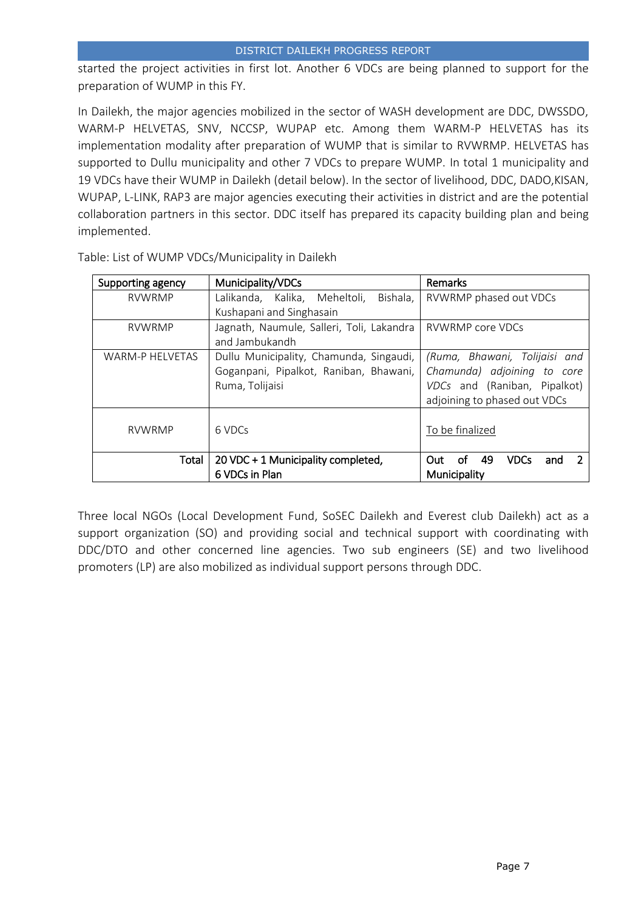started the project activities in first lot. Another 6 VDCs are being planned to support for the preparation of WUMP in this FY.

In Dailekh, the major agencies mobilized in the sector of WASH development are DDC, DWSSDO, WARM-P HELVETAS, SNV, NCCSP, WUPAP etc. Among them WARM-P HELVETAS has its implementation modality after preparation of WUMP that is similar to RVWRMP. HELVETAS has supported to Dullu municipality and other 7 VDCs to prepare WUMP. In total 1 municipality and 19 VDCs have their WUMP in Dailekh (detail below). In the sector of livelihood, DDC, DADO,KISAN, WUPAP, L-LINK, RAP3 are major agencies executing their activities in district and are the potential collaboration partners in this sector. DDC itself has prepared its capacity building plan and being implemented.

Table: List of WUMP VDCs/Municipality in Dailekh

| Supporting agency | Municipality/VDCs | Remarks |
|---|---|---|
| RVWRMP | Lalikanda, Kalika, Meheltoli, Bishala, Kushapani and Singhasain | RVWRMP phased out VDCs |
| RVWRMP | Jagnath, Naumule, Salleri, Toli, Lakandra and Jambukandh | RVWRMP core VDCs |
| WARM-P HELVETAS | Dullu Municipality, Chamunda, Singaudi, Goganpani, Pipalkot, Raniban, Bhawani, Ruma, Tolijaisi | *(Ruma, Bhawani, Tolijaisi and Chamunda) adjoining to core VDCs* and (Raniban, Pipalkot) adjoining to phased out VDCs |
| RVWRMP | 6 VDCs | To be finalized |
| **Total** | **20 VDC + 1 Municipality completed, 6 VDCs in Plan** | **Out of 49 VDCs and 2 Municipality** |

Three local NGOs (Local Development Fund, SoSEC Dailekh and Everest club Dailekh) act as a support organization (SO) and providing social and technical support with coordinating with DDC/DTO and other concerned line agencies. Two sub engineers (SE) and two livelihood promoters (LP) are also mobilized as individual support persons through DDC.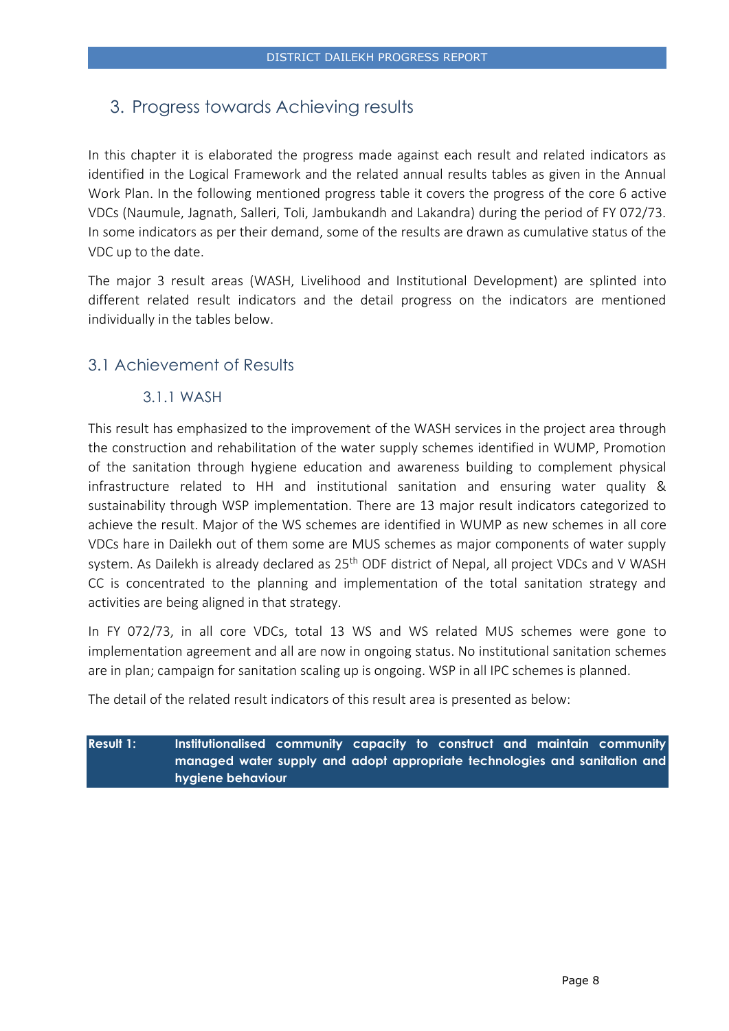# 3. Progress towards Achieving results

In this chapter it is elaborated the progress made against each result and related indicators as identified in the Logical Framework and the related annual results tables as given in the Annual Work Plan. In the following mentioned progress table it covers the progress of the core 6 active VDCs (Naumule, Jagnath, Salleri, Toli, Jambukandh and Lakandra) during the period of FY 072/73. In some indicators as per their demand, some of the results are drawn as cumulative status of the VDC up to the date.

The major 3 result areas (WASH, Livelihood and Institutional Development) are splinted into different related result indicators and the detail progress on the indicators are mentioned individually in the tables below.

## 3.1 Achievement of Results

### 3.1.1 WASH

This result has emphasized to the improvement of the WASH services in the project area through the construction and rehabilitation of the water supply schemes identified in WUMP, Promotion of the sanitation through hygiene education and awareness building to complement physical infrastructure related to HH and institutional sanitation and ensuring water quality & sustainability through WSP implementation. There are 13 major result indicators categorized to achieve the result. Major of the WS schemes are identified in WUMP as new schemes in all core VDCs hare in Dailekh out of them some are MUS schemes as major components of water supply system. As Dailekh is already declared as 25th ODF district of Nepal, all project VDCs and V WASH CC is concentrated to the planning and implementation of the total sanitation strategy and activities are being aligned in that strategy.

In FY 072/73, in all core VDCs, total 13 WS and WS related MUS schemes were gone to implementation agreement and all are now in ongoing status. No institutional sanitation schemes are in plan; campaign for sanitation scaling up is ongoing. WSP in all IPC schemes is planned.

The detail of the related result indicators of this result area is presented as below:

| **Result 1:** | **Institutionalised community capacity to construct and maintain community managed water supply and adopt appropriate technologies and sanitation and hygiene behaviour** |
|---|---|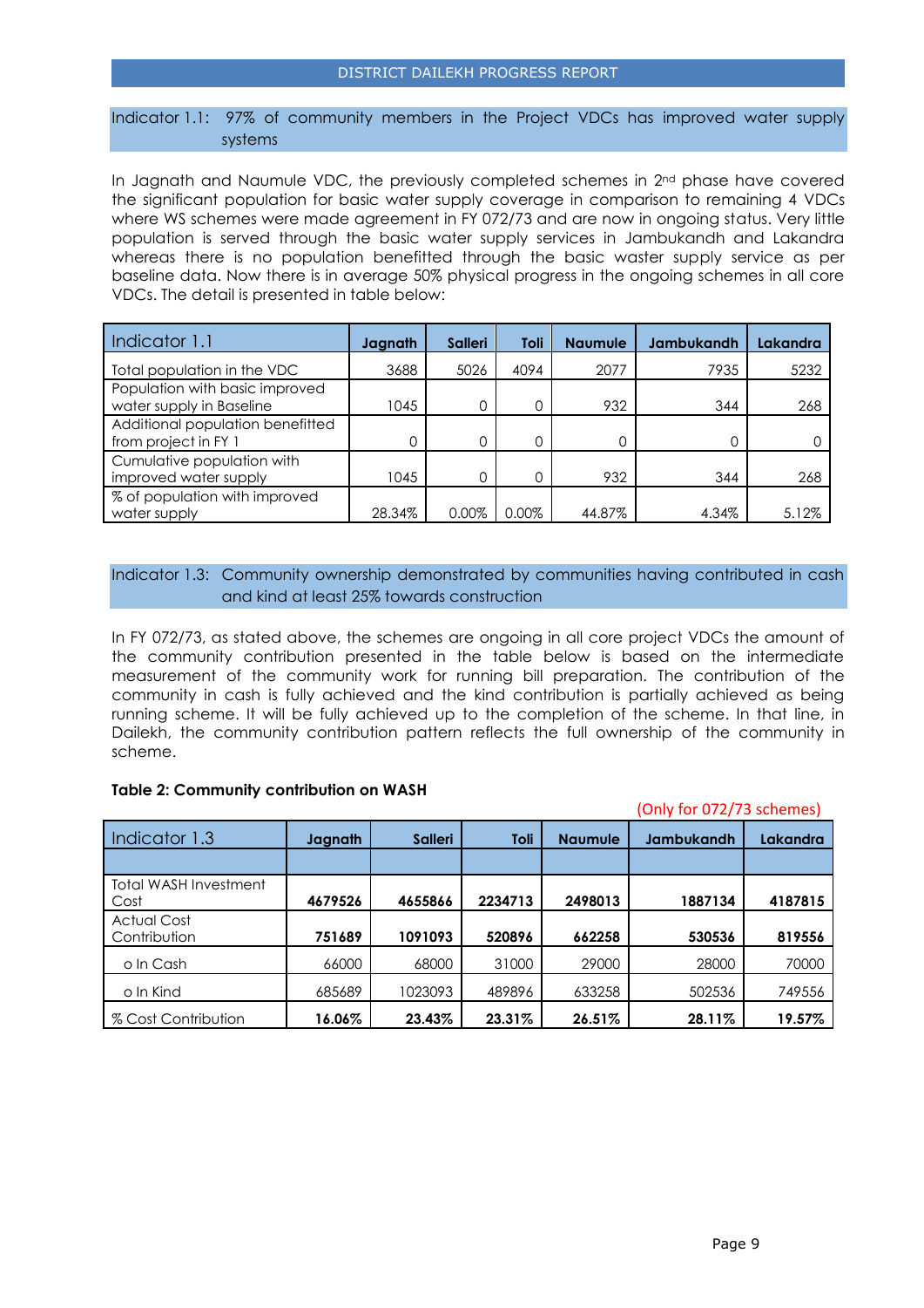Indicator 1.1: 97% of community members in the Project VDCs has improved water supply systems

In Jagnath and Naumule VDC, the previously completed schemes in 2nd phase have covered the significant population for basic water supply coverage in comparison to remaining 4 VDCs where WS schemes were made agreement in FY 072/73 and are now in ongoing status. Very little population is served through the basic water supply services in Jambukandh and Lakandra whereas there is no population benefitted through the basic waster supply service as per baseline data. Now there is in average 50% physical progress in the ongoing schemes in all core VDCs. The detail is presented in table below:

| Indicator 1.1 | Jagnath | Salleri | Toli | Naumule | Jambukandh | Lakandra |
|---|---|---|---|---|---|---|
| Total population in the VDC | 3688 | 5026 | 4094 | 2077 | 7935 | 5232 |
| Population with basic improved water supply in Baseline | 1045 | 0 | 0 | 932 | 344 | 268 |
| Additional population benefitted from project in FY 1 | 0 | 0 | 0 | 0 | 0 | 0 |
| Cumulative population with improved water supply | 1045 | 0 | 0 | 932 | 344 | 268 |
| % of population with improved water supply | 28.34% | 0.00% | 0.00% | 44.87% | 4.34% | 5.12% |

Indicator 1.3: Community ownership demonstrated by communities having contributed in cash and kind at least 25% towards construction

In FY 072/73, as stated above, the schemes are ongoing in all core project VDCs the amount of the community contribution presented in the table below is based on the intermediate measurement of the community work for running bill preparation. The contribution of the community in cash is fully achieved and the kind contribution is partially achieved as being running scheme. It will be fully achieved up to the completion of the scheme. In that line, in Dailekh, the community contribution pattern reflects the full ownership of the community in scheme.

**Table 2: Community contribution on WASH**

(Only for 072/73 schemes)

| Indicator 1.3 | Jagnath | Salleri | Toli | Naumule | Jambukandh | Lakandra |
|---|---|---|---|---|---|---|
| | | | | | | |
| Total WASH Investment Cost | **4679526** | **4655866** | **2234713** | **2498013** | **1887134** | **4187815** |
| Actual Cost Contribution | **751689** | **1091093** | **520896** | **662258** | **530536** | **819556** |
| o In Cash | 66000 | 68000 | 31000 | 29000 | 28000 | 70000 |
| o In Kind | 685689 | 1023093 | 489896 | 633258 | 502536 | 749556 |
| % Cost Contribution | **16.06%** | **23.43%** | **23.31%** | **26.51%** | **28.11%** | **19.57%** |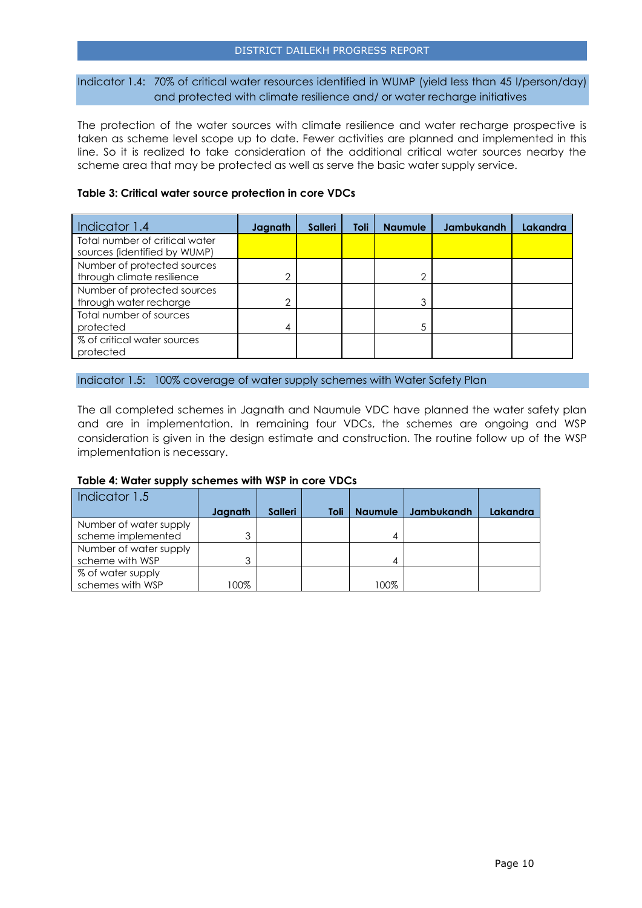## Indicator 1.4: 70% of critical water resources identified in WUMP (yield less than 45 l/person/day) and protected with climate resilience and/ or water recharge initiatives

The protection of the water sources with climate resilience and water recharge prospective is taken as scheme level scope up to date. Fewer activities are planned and implemented in this line. So it is realized to take consideration of the additional critical water sources nearby the scheme area that may be protected as well as serve the basic water supply service.

**Table 3: Critical water source protection in core VDCs**

| Indicator 1.4 | Jagnath | Salleri | Toli | Naumule | Jambukandh | Lakandra |
|---|---|---|---|---|---|---|
| Total number of critical water sources (identified by WUMP) | | | | | | |
| Number of protected sources through climate resilience | 2 | | | 2 | | |
| Number of protected sources through water recharge | 2 | | | 3 | | |
| Total number of sources protected | 4 | | | 5 | | |
| % of critical water sources protected | | | | | | |

## Indicator 1.5: 100% coverage of water supply schemes with Water Safety Plan

The all completed schemes in Jagnath and Naumule VDC have planned the water safety plan and are in implementation. In remaining four VDCs, the schemes are ongoing and WSP consideration is given in the design estimate and construction. The routine follow up of the WSP implementation is necessary.

**Table 4: Water supply schemes with WSP in core VDCs**

| Indicator 1.5 | Jagnath | Salleri | Toli | Naumule | Jambukandh | Lakandra |
|---|---|---|---|---|---|---|
| Number of water supply scheme implemented | 3 | | | 4 | | |
| Number of water supply scheme with WSP | 3 | | | 4 | | |
| % of water supply schemes with WSP | 100% | | | 100% | | |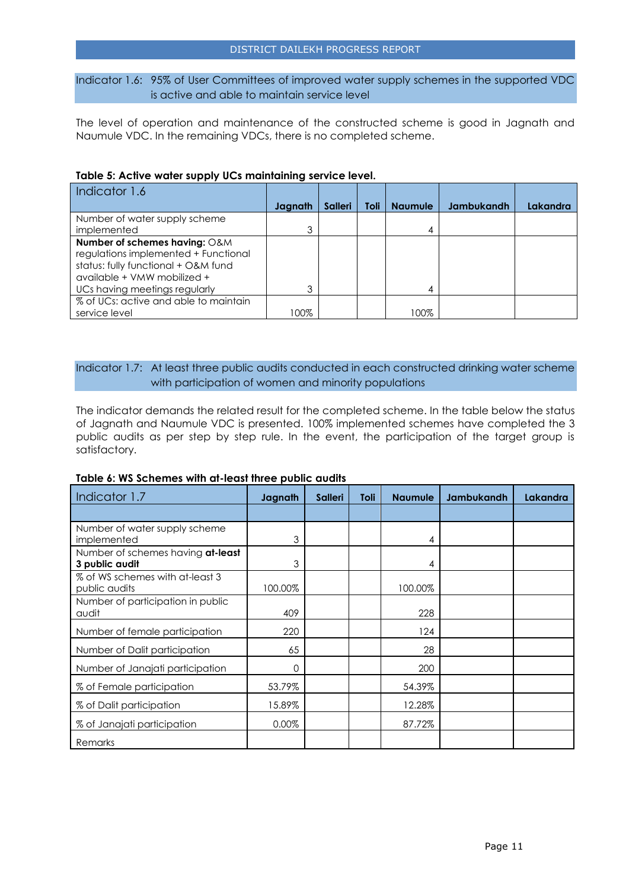### Indicator 1.6: 95% of User Committees of improved water supply schemes in the supported VDC is active and able to maintain service level

The level of operation and maintenance of the constructed scheme is good in Jagnath and Naumule VDC. In the remaining VDCs, there is no completed scheme.

**Table 5: Active water supply UCs maintaining service level.**

| Indicator 1.6 | Jagnath | Salleri | Toli | Naumule | Jambukandh | Lakandra |
|---|---|---|---|---|---|---|
| Number of water supply scheme implemented | 3 | | | 4 | | |
| **Number of schemes having:** O&M regulations implemented + Functional status: fully functional + O&M fund available + VMW mobilized + UCs having meetings regularly | 3 | | | 4 | | |
| % of UCs: active and able to maintain service level | 100% | | | 100% | | |

### Indicator 1.7: At least three public audits conducted in each constructed drinking water scheme with participation of women and minority populations

The indicator demands the related result for the completed scheme. In the table below the status of Jagnath and Naumule VDC is presented. 100% implemented schemes have completed the 3 public audits as per step by step rule. In the event, the participation of the target group is satisfactory.

**Table 6: WS Schemes with at-least three public audits**

| Indicator 1.7 | Jagnath | Salleri | Toli | Naumule | Jambukandh | Lakandra |
|---|---|---|---|---|---|---|
| | | | | | | |
| Number of water supply scheme implemented | 3 | | | 4 | | |
| Number of schemes having **at-least 3 public audit** | 3 | | | 4 | | |
| % of WS schemes with at-least 3 public audits | 100.00% | | | 100.00% | | |
| Number of participation in public audit | 409 | | | 228 | | |
| Number of female participation | 220 | | | 124 | | |
| Number of Dalit participation | 65 | | | 28 | | |
| Number of Janajati participation | 0 | | | 200 | | |
| % of Female participation | 53.79% | | | 54.39% | | |
| % of Dalit participation | 15.89% | | | 12.28% | | |
| % of Janajati participation | 0.00% | | | 87.72% | | |
| Remarks | | | | | | |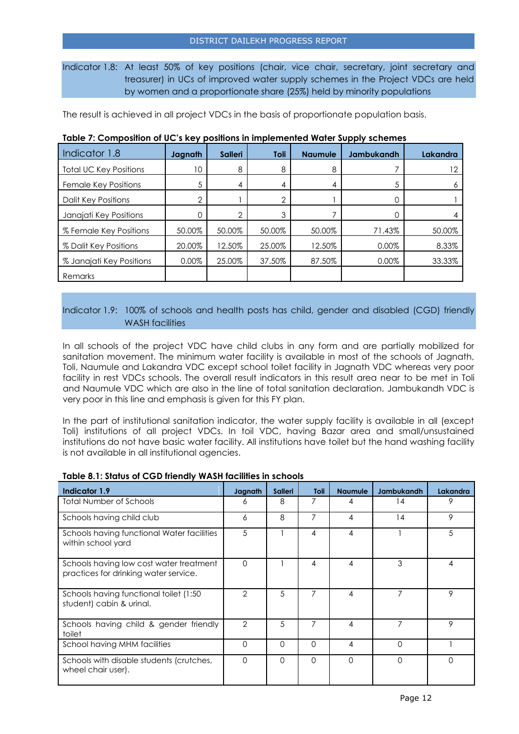Indicator 1.8: At least 50% of key positions (chair, vice chair, secretary, joint secretary and treasurer) in UCs of improved water supply schemes in the Project VDCs are held by women and a proportionate share (25%) held by minority populations

The result is achieved in all project VDCs in the basis of proportionate population basis.

**Table 7: Composition of UC's key positions in implemented Water Supply schemes**

| Indicator 1.8 | Jagnath | Salleri | Toli | Naumule | Jambukandh | Lakandra |
|---|---|---|---|---|---|---|
| Total UC Key Positions | 10 | 8 | 8 | 8 | 7 | 12 |
| Female Key Positions | 5 | 4 | 4 | 4 | 5 | 6 |
| Dalit Key Positions | 2 | 1 | 2 | 1 | 0 | 1 |
| Janajati Key Positions | 0 | 2 | 3 | 7 | 0 | 4 |
| % Female Key Positions | 50.00% | 50.00% | 50.00% | 50.00% | 71.43% | 50.00% |
| % Dalit Key Positions | 20.00% | 12.50% | 25.00% | 12.50% | 0.00% | 8.33% |
| % Janajati Key Positions | 0.00% | 25.00% | 37.50% | 87.50% | 0.00% | 33.33% |
| Remarks | | | | | | |

Indicator 1.9: 100% of schools and health posts has child, gender and disabled (CGD) friendly WASH facilities

In all schools of the project VDC have child clubs in any form and are partially mobilized for sanitation movement. The minimum water facility is available in most of the schools of Jagnath, Toli, Naumule and Lakandra VDC except school toilet facility in Jagnath VDC whereas very poor facility in rest VDCs schools. The overall result indicators in this result area near to be met in Toli and Naumule VDC which are also in the line of total sanitation declaration. Jambukandh VDC is very poor in this line and emphasis is given for this FY plan.

In the part of institutional sanitation indicator, the water supply facility is available in all (except Toli) institutions of all project VDCs. In toil VDC, having Bazar area and small/unsustained institutions do not have basic water facility. All institutions have toilet but the hand washing facility is not available in all institutional agencies.

**Table 8.1: Status of CGD friendly WASH facilities in schools**

| Indicator 1.9 | Jagnath | Salleri | Toli | Naumule | Jambukandh | Lakandra |
|---|---|---|---|---|---|---|
| Total Number of Schools | 6 | 8 | 7 | 4 | 14 | 9 |
| Schools having child club | 6 | 8 | 7 | 4 | 14 | 9 |
| Schools having functional Water facilities within school yard | 5 | 1 | 4 | 4 | 1 | 5 |
| Schools having low cost water treatment practices for drinking water service. | 0 | 1 | 4 | 4 | 3 | 4 |
| Schools having functional toilet (1:50 student) cabin & urinal. | 2 | 5 | 7 | 4 | 7 | 9 |
| Schools having child & gender friendly toilet | 2 | 5 | 7 | 4 | 7 | 9 |
| School having MHM facilities | 0 | 0 | 0 | 4 | 0 | 1 |
| Schools with disable students (crutches, wheel chair user). | 0 | 0 | 0 | 0 | 0 | 0 |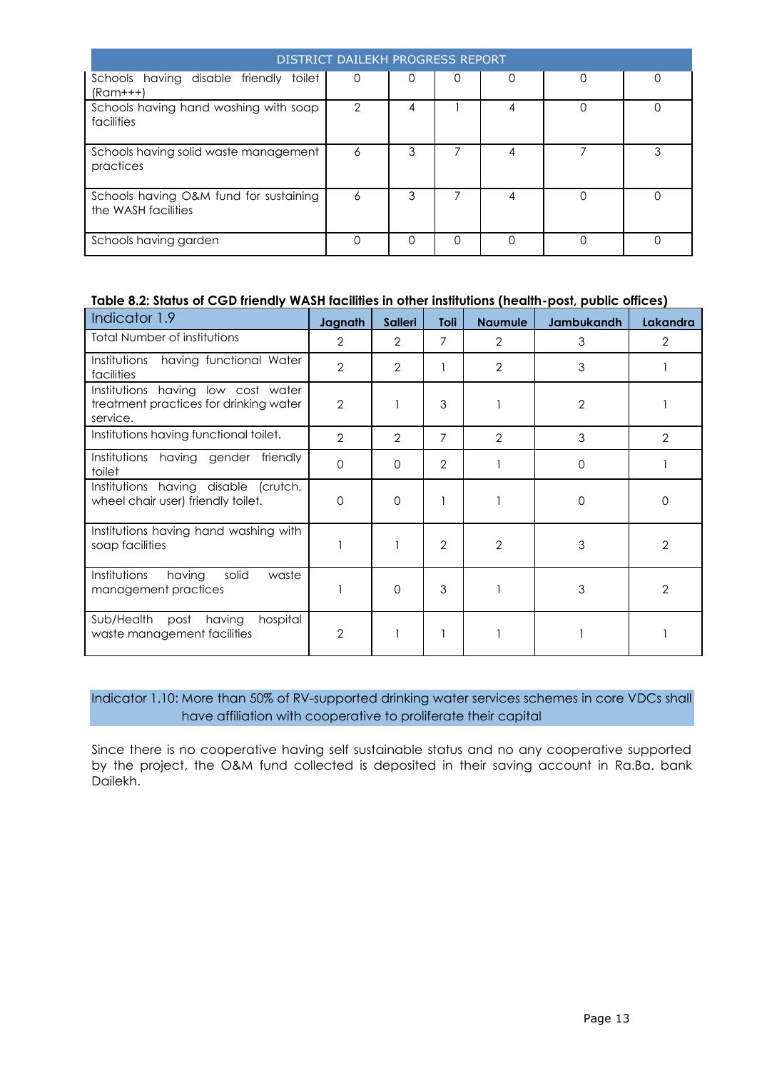| Schools having disable friendly toilet (Ram+++) | 0 | 0 | 0 | 0 | 0 | 0 |
|---|---|---|---|---|---|---|
| Schools having hand washing with soap facilities | 2 | 4 | 1 | 4 | 0 | 0 |
| Schools having solid waste management practices | 6 | 3 | 7 | 4 | 7 | 3 |
| Schools having O&M fund for sustaining the WASH facilities | 6 | 3 | 7 | 4 | 0 | 0 |
| Schools having garden | 0 | 0 | 0 | 0 | 0 | 0 |

**Table 8.2: Status of CGD friendly WASH facilities in other institutions (health-post, public offices)**

| Indicator 1.9 | Jagnath | Salleri | Toli | Naumule | Jambukandh | Lakandra |
|---|---|---|---|---|---|---|
| Total Number of institutions | 2 | 2 | 7 | 2 | 3 | 2 |
| Institutions having functional Water facilities | 2 | 2 | 1 | 2 | 3 | 1 |
| Institutions having low cost water treatment practices for drinking water service. | 2 | 1 | 3 | 1 | 2 | 1 |
| Institutions having functional toilet. | 2 | 2 | 7 | 2 | 3 | 2 |
| Institutions having gender friendly toilet | 0 | 0 | 2 | 1 | 0 | 1 |
| Institutions having disable (crutch, wheel chair user) friendly toilet. | 0 | 0 | 1 | 1 | 0 | 0 |
| Institutions having hand washing with soap facilities | 1 | 1 | 2 | 2 | 3 | 2 |
| Institutions having solid waste management practices | 1 | 0 | 3 | 1 | 3 | 2 |
| Sub/Health post having hospital waste management facilities | 2 | 1 | 1 | 1 | 1 | 1 |

Indicator 1.10: More than 50% of RV-supported drinking water services schemes in core VDCs shall have affiliation with cooperative to proliferate their capital

Since there is no cooperative having self sustainable status and no any cooperative supported by the project, the O&M fund collected is deposited in their saving account in Ra.Ba. bank Dailekh.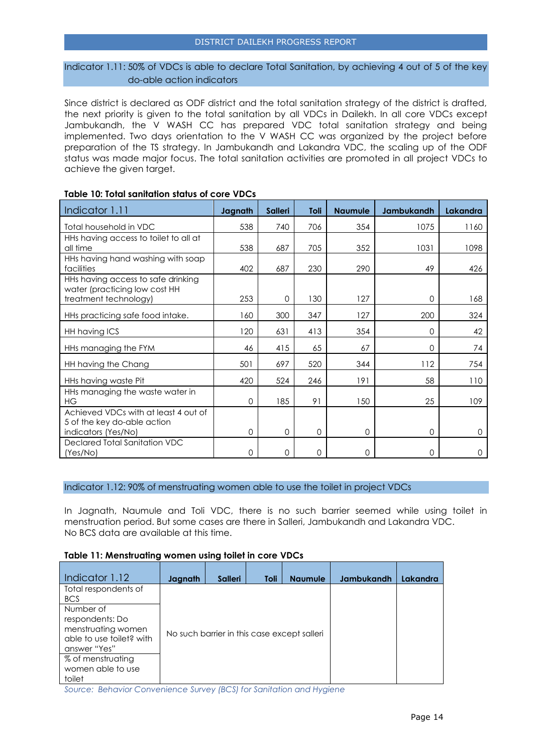## Indicator 1.11: 50% of VDCs is able to declare Total Sanitation, by achieving 4 out of 5 of the key do-able action indicators

Since district is declared as ODF district and the total sanitation strategy of the district is drafted, the next priority is given to the total sanitation by all VDCs in Dailekh. In all core VDCs except Jambukandh, the V WASH CC has prepared VDC total sanitation strategy and being implemented. Two days orientation to the V WASH CC was organized by the project before preparation of the TS strategy. In Jambukandh and Lakandra VDC, the scaling up of the ODF status was made major focus. The total sanitation activities are promoted in all project VDCs to achieve the given target.

**Table 10: Total sanitation status of core VDCs**

| Indicator 1.11 | Jagnath | Salleri | Toli | Naumule | Jambukandh | Lakandra |
|---|---|---|---|---|---|---|
| Total household in VDC | 538 | 740 | 706 | 354 | 1075 | 1160 |
| HHs having access to toilet to all at all time | 538 | 687 | 705 | 352 | 1031 | 1098 |
| HHs having hand washing with soap facilities | 402 | 687 | 230 | 290 | 49 | 426 |
| HHs having access to safe drinking water (practicing low cost HH treatment technology) | 253 | 0 | 130 | 127 | 0 | 168 |
| HHs practicing safe food intake. | 160 | 300 | 347 | 127 | 200 | 324 |
| HH having ICS | 120 | 631 | 413 | 354 | 0 | 42 |
| HHs managing the FYM | 46 | 415 | 65 | 67 | 0 | 74 |
| HH having the Chang | 501 | 697 | 520 | 344 | 112 | 754 |
| HHs having waste Pit | 420 | 524 | 246 | 191 | 58 | 110 |
| HHs managing the waste water in HG | 0 | 185 | 91 | 150 | 25 | 109 |
| Achieved VDCs with at least 4 out of 5 of the key do-able action indicators (Yes/No) | 0 | 0 | 0 | 0 | 0 | 0 |
| Declared Total Sanitation VDC (Yes/No) | 0 | 0 | 0 | 0 | 0 | 0 |

## Indicator 1.12: 90% of menstruating women able to use the toilet in project VDCs

In Jagnath, Naumule and Toli VDC, there is no such barrier seemed while using toilet in menstruation period. But some cases are there in Salleri, Jambukandh and Lakandra VDC. No BCS data are available at this time.

**Table 11: Menstruating women using toilet in core VDCs**

| Indicator 1.12 | Jagnath | Salleri | Toli | Naumule | Jambukandh | Lakandra |
|---|---|---|---|---|---|---|
| Total respondents of BCS | No such barrier in this case except salleri | | | | | |
| Number of respondents: Do menstruating women able to use toilet? with answer "Yes" | | | | | | |
| % of menstruating women able to use toilet | | | | | | |

*Source: Behavior Convenience Survey (BCS) for Sanitation and Hygiene*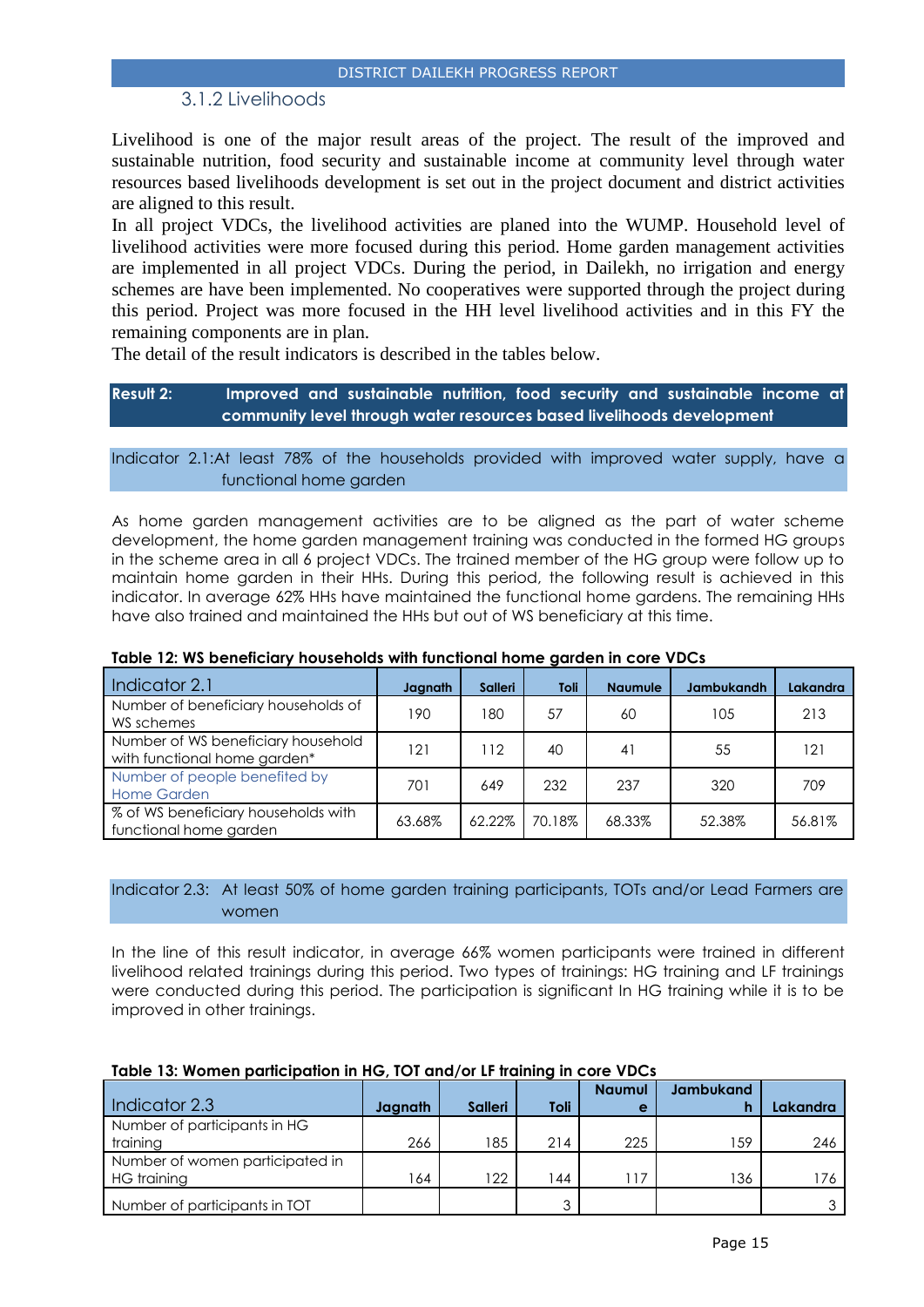### 3.1.2 Livelihoods

Livelihood is one of the major result areas of the project. The result of the improved and sustainable nutrition, food security and sustainable income at community level through water resources based livelihoods development is set out in the project document and district activities are aligned to this result.

In all project VDCs, the livelihood activities are planed into the WUMP. Household level of livelihood activities were more focused during this period. Home garden management activities are implemented in all project VDCs. During the period, in Dailekh, no irrigation and energy schemes are have been implemented. No cooperatives were supported through the project during this period. Project was more focused in the HH level livelihood activities and in this FY the remaining components are in plan.

The detail of the result indicators is described in the tables below.

**Result 2: Improved and sustainable nutrition, food security and sustainable income at community level through water resources based livelihoods development**

Indicator 2.1:At least 78% of the households provided with improved water supply, have a functional home garden

As home garden management activities are to be aligned as the part of water scheme development, the home garden management training was conducted in the formed HG groups in the scheme area in all 6 project VDCs. The trained member of the HG group were follow up to maintain home garden in their HHs. During this period, the following result is achieved in this indicator. In average 62% HHs have maintained the functional home gardens. The remaining HHs have also trained and maintained the HHs but out of WS beneficiary at this time.

**Table 12: WS beneficiary households with functional home garden in core VDCs**

| Indicator 2.1 | Jagnath | Salleri | Toli | Naumule | Jambukandh | Lakandra |
|---|---|---|---|---|---|---|
| Number of beneficiary households of WS schemes | 190 | 180 | 57 | 60 | 105 | 213 |
| Number of WS beneficiary household with functional home garden* | 121 | 112 | 40 | 41 | 55 | 121 |
| Number of people benefited by Home Garden | 701 | 649 | 232 | 237 | 320 | 709 |
| % of WS beneficiary households with functional home garden | 63.68% | 62.22% | 70.18% | 68.33% | 52.38% | 56.81% |

Indicator 2.3: At least 50% of home garden training participants, TOTs and/or Lead Farmers are women

In the line of this result indicator, in average 66% women participants were trained in different livelihood related trainings during this period. Two types of trainings: HG training and LF trainings were conducted during this period. The participation is significant In HG training while it is to be improved in other trainings.

**Table 13: Women participation in HG, TOT and/or LF training in core VDCs**

| Indicator 2.3 | Jagnath | Salleri | Toli | Naumule | Jambukandh | Lakandra |
|---|---|---|---|---|---|---|
| Number of participants in HG training | 266 | 185 | 214 | 225 | 159 | 246 |
| Number of women participated in HG training | 164 | 122 | 144 | 117 | 136 | 176 |
| Number of participants in TOT | | | 3 | | | 3 |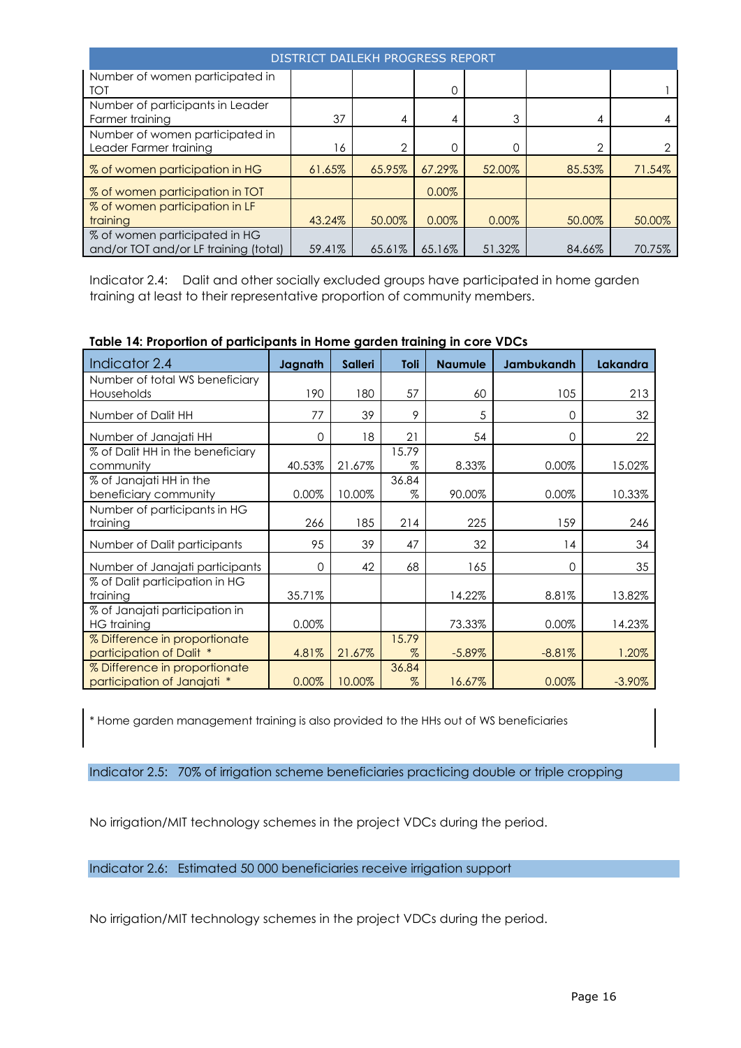DISTRICT DAILEKH PROGRESS REPORT

| | | | | | | |
|---|---|---|---|---|---|---|
| Number of women participated in TOT | | | 0 | | | 1 |
| Number of participants in Leader Farmer training | 37 | 4 | 4 | 3 | 4 | 4 |
| Number of women participated in Leader Farmer training | 16 | 2 | 0 | 0 | 2 | 2 |
| % of women participation in HG | 61.65% | 65.95% | 67.29% | 52.00% | 85.53% | 71.54% |
| % of women participation in TOT | | | 0.00% | | | |
| % of women participation in LF training | 43.24% | 50.00% | 0.00% | 0.00% | 50.00% | 50.00% |
| % of women participated in HG and/or TOT and/or LF training (total) | 59.41% | 65.61% | 65.16% | 51.32% | 84.66% | 70.75% |

Indicator 2.4: Dalit and other socially excluded groups have participated in home garden training at least to their representative proportion of community members.

**Table 14: Proportion of participants in Home garden training in core VDCs**

| Indicator 2.4 | Jagnath | Salleri | Toli | Naumule | Jambukandh | Lakandra |
|---|---|---|---|---|---|---|
| Number of total WS beneficiary Households | 190 | 180 | 57 | 60 | 105 | 213 |
| Number of Dalit HH | 77 | 39 | 9 | 5 | 0 | 32 |
| Number of Janajati HH | 0 | 18 | 21 | 54 | 0 | 22 |
| % of Dalit HH in the beneficiary community | 40.53% | 21.67% | 15.79% | 8.33% | 0.00% | 15.02% |
| % of Janajati HH in the beneficiary community | 0.00% | 10.00% | 36.84% | 90.00% | 0.00% | 10.33% |
| Number of participants in HG training | 266 | 185 | 214 | 225 | 159 | 246 |
| Number of Dalit participants | 95 | 39 | 47 | 32 | 14 | 34 |
| Number of Janajati participants | 0 | 42 | 68 | 165 | 0 | 35 |
| % of Dalit participation in HG training | 35.71% | | | 14.22% | 8.81% | 13.82% |
| % of Janajati participation in HG training | 0.00% | | | 73.33% | 0.00% | 14.23% |
| % Difference in proportionate participation of Dalit * | 4.81% | 21.67% | 15.79% | -5.89% | -8.81% | 1.20% |
| % Difference in proportionate participation of Janajati * | 0.00% | 10.00% | 36.84% | 16.67% | 0.00% | -3.90% |

* Home garden management training is also provided to the HHs out of WS beneficiaries

Indicator 2.5: 70% of irrigation scheme beneficiaries practicing double or triple cropping

No irrigation/MIT technology schemes in the project VDCs during the period.

Indicator 2.6: Estimated 50 000 beneficiaries receive irrigation support

No irrigation/MIT technology schemes in the project VDCs during the period.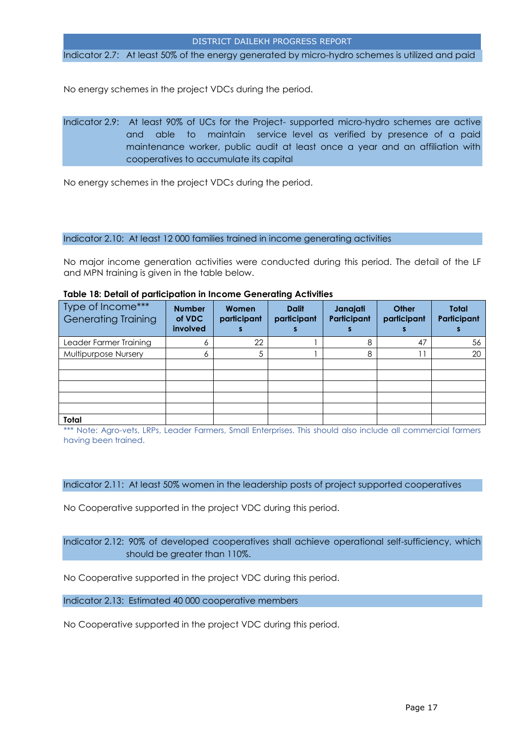Indicator 2.7: At least 50% of the energy generated by micro-hydro schemes is utilized and paid

No energy schemes in the project VDCs during the period.

Indicator 2.9: At least 90% of UCs for the Project- supported micro-hydro schemes are active and able to maintain service level as verified by presence of a paid maintenance worker, public audit at least once a year and an affiliation with cooperatives to accumulate its capital

No energy schemes in the project VDCs during the period.

Indicator 2.10: At least 12 000 families trained in income generating activities

No major income generation activities were conducted during this period. The detail of the LF and MPN training is given in the table below.

**Table 18: Detail of participation in Income Generating Activities**

| Type of Income*** Generating Training | Number of VDC involved | Women participants | Dalit participants | Janajati Participants | Other participants | Total Participants |
|---|---|---|---|---|---|---|
| Leader Farmer Training | 6 | 22 | 1 | 8 | 47 | 56 |
| Multipurpose Nursery | 6 | 5 | 1 | 8 | 11 | 20 |
| | | | | | | |
| | | | | | | |
| | | | | | | |
| | | | | | | |
| | | | | | | |
| **Total** | | | | | | |

*** Note: Agro-vets, LRPs, Leader Farmers, Small Enterprises. This should also include all commercial farmers having been trained.

Indicator 2.11: At least 50% women in the leadership posts of project supported cooperatives

No Cooperative supported in the project VDC during this period.

Indicator 2.12: 90% of developed cooperatives shall achieve operational self-sufficiency, which should be greater than 110%.

No Cooperative supported in the project VDC during this period.

Indicator 2.13: Estimated 40 000 cooperative members

No Cooperative supported in the project VDC during this period.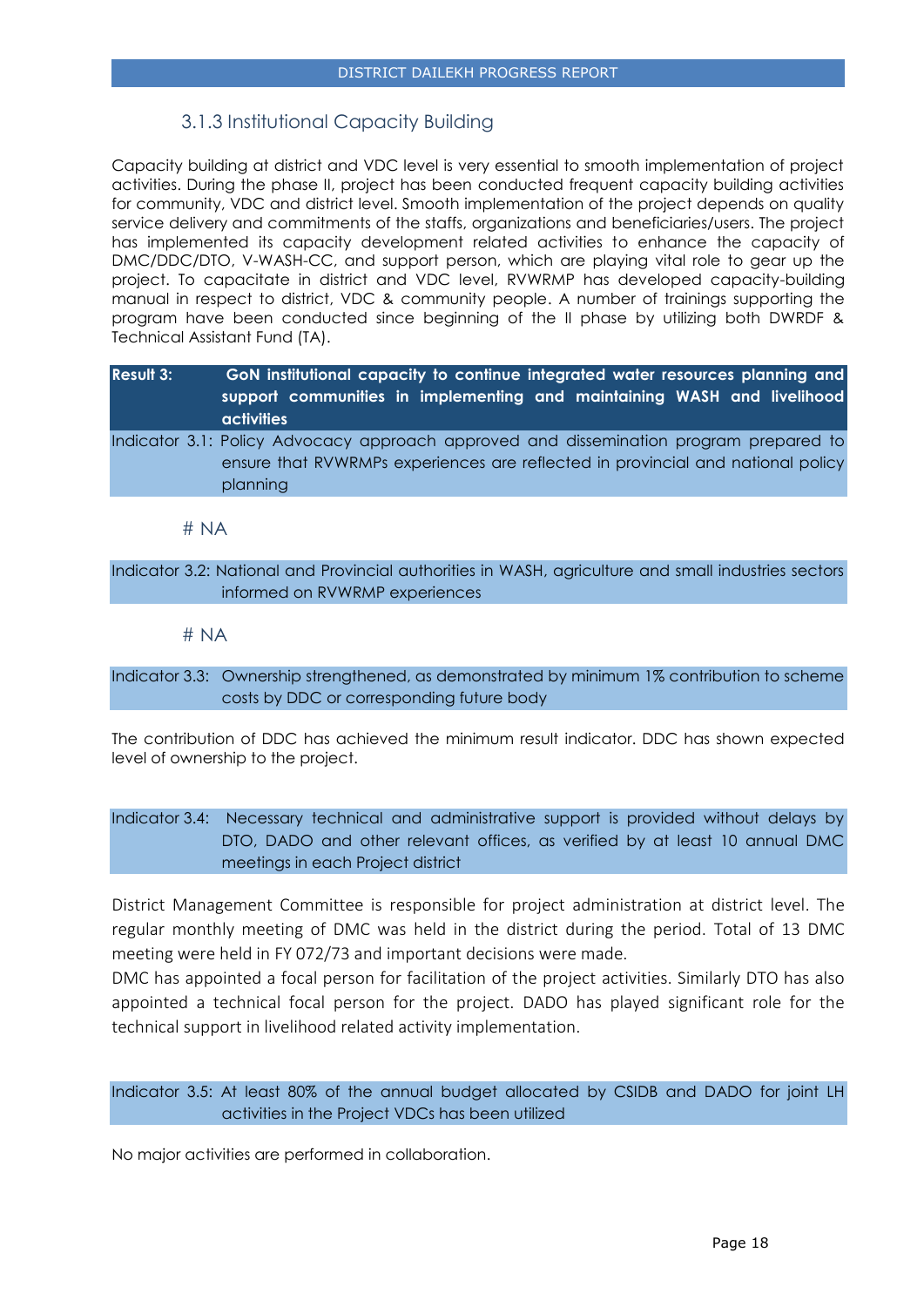### 3.1.3 Institutional Capacity Building

Capacity building at district and VDC level is very essential to smooth implementation of project activities. During the phase II, project has been conducted frequent capacity building activities for community, VDC and district level. Smooth implementation of the project depends on quality service delivery and commitments of the staffs, organizations and beneficiaries/users. The project has implemented its capacity development related activities to enhance the capacity of DMC/DDC/DTO, V-WASH-CC, and support person, which are playing vital role to gear up the project. To capacitate in district and VDC level, RVWRMP has developed capacity-building manual in respect to district, VDC & community people. A number of trainings supporting the program have been conducted since beginning of the II phase by utilizing both DWRDF & Technical Assistant Fund (TA).

**Result 3: GoN institutional capacity to continue integrated water resources planning and support communities in implementing and maintaining WASH and livelihood activities**

Indicator 3.1: Policy Advocacy approach approved and dissemination program prepared to ensure that RVWRMPs experiences are reflected in provincial and national policy planning

# NA

Indicator 3.2: National and Provincial authorities in WASH, agriculture and small industries sectors informed on RVWRMP experiences

# NA

Indicator 3.3: Ownership strengthened, as demonstrated by minimum 1% contribution to scheme costs by DDC or corresponding future body

The contribution of DDC has achieved the minimum result indicator. DDC has shown expected level of ownership to the project.

Indicator 3.4: Necessary technical and administrative support is provided without delays by DTO, DADO and other relevant offices, as verified by at least 10 annual DMC meetings in each Project district

District Management Committee is responsible for project administration at district level. The regular monthly meeting of DMC was held in the district during the period. Total of 13 DMC meeting were held in FY 072/73 and important decisions were made.

DMC has appointed a focal person for facilitation of the project activities. Similarly DTO has also appointed a technical focal person for the project. DADO has played significant role for the technical support in livelihood related activity implementation.

Indicator 3.5: At least 80% of the annual budget allocated by CSIDB and DADO for joint LH activities in the Project VDCs has been utilized

No major activities are performed in collaboration.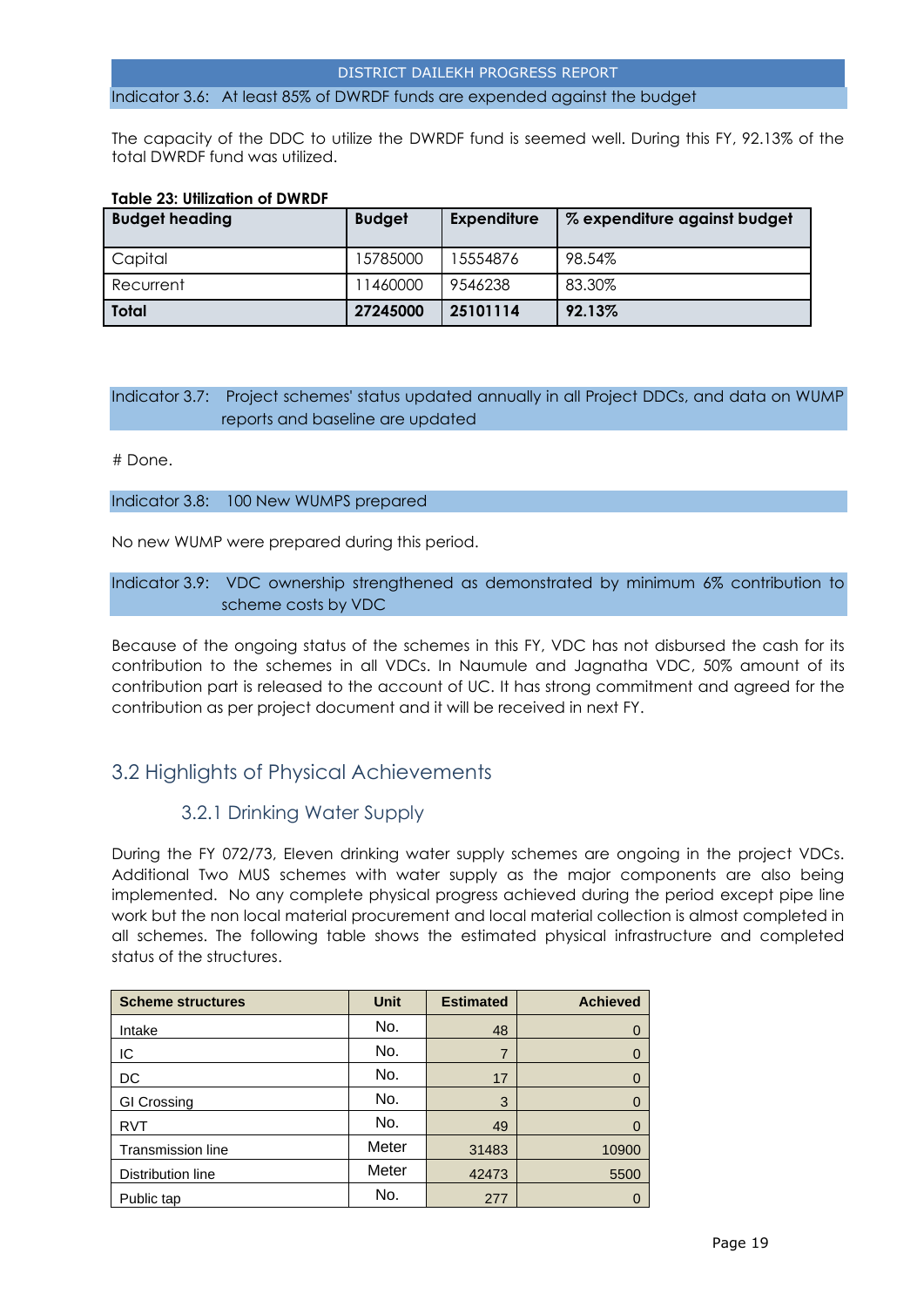Indicator 3.6: At least 85% of DWRDF funds are expended against the budget

The capacity of the DDC to utilize the DWRDF fund is seemed well. During this FY, 92.13% of the total DWRDF fund was utilized.

**Table 23: Utilization of DWRDF**

| Budget heading | Budget | Expenditure | % expenditure against budget |
|---|---|---|---|
| Capital | 15785000 | 15554876 | 98.54% |
| Recurrent | 11460000 | 9546238 | 83.30% |
| **Total** | **27245000** | **25101114** | **92.13%** |

Indicator 3.7: Project schemes' status updated annually in all Project DDCs, and data on WUMP reports and baseline are updated

# Done.

Indicator 3.8: 100 New WUMPS prepared

No new WUMP were prepared during this period.

Indicator 3.9: VDC ownership strengthened as demonstrated by minimum 6% contribution to scheme costs by VDC

Because of the ongoing status of the schemes in this FY, VDC has not disbursed the cash for its contribution to the schemes in all VDCs. In Naumule and Jagnatha VDC, 50% amount of its contribution part is released to the account of UC. It has strong commitment and agreed for the contribution as per project document and it will be received in next FY.

## 3.2 Highlights of Physical Achievements

### 3.2.1 Drinking Water Supply

During the FY 072/73, Eleven drinking water supply schemes are ongoing in the project VDCs. Additional Two MUS schemes with water supply as the major components are also being implemented. No any complete physical progress achieved during the period except pipe line work but the non local material procurement and local material collection is almost completed in all schemes. The following table shows the estimated physical infrastructure and completed status of the structures.

| Scheme structures | Unit | Estimated | Achieved |
|---|---|---|---|
| Intake | No. | 48 | 0 |
| IC | No. | 7 | 0 |
| DC | No. | 17 | 0 |
| GI Crossing | No. | 3 | 0 |
| RVT | No. | 49 | 0 |
| Transmission line | Meter | 31483 | 10900 |
| Distribution line | Meter | 42473 | 5500 |
| Public tap | No. | 277 | 0 |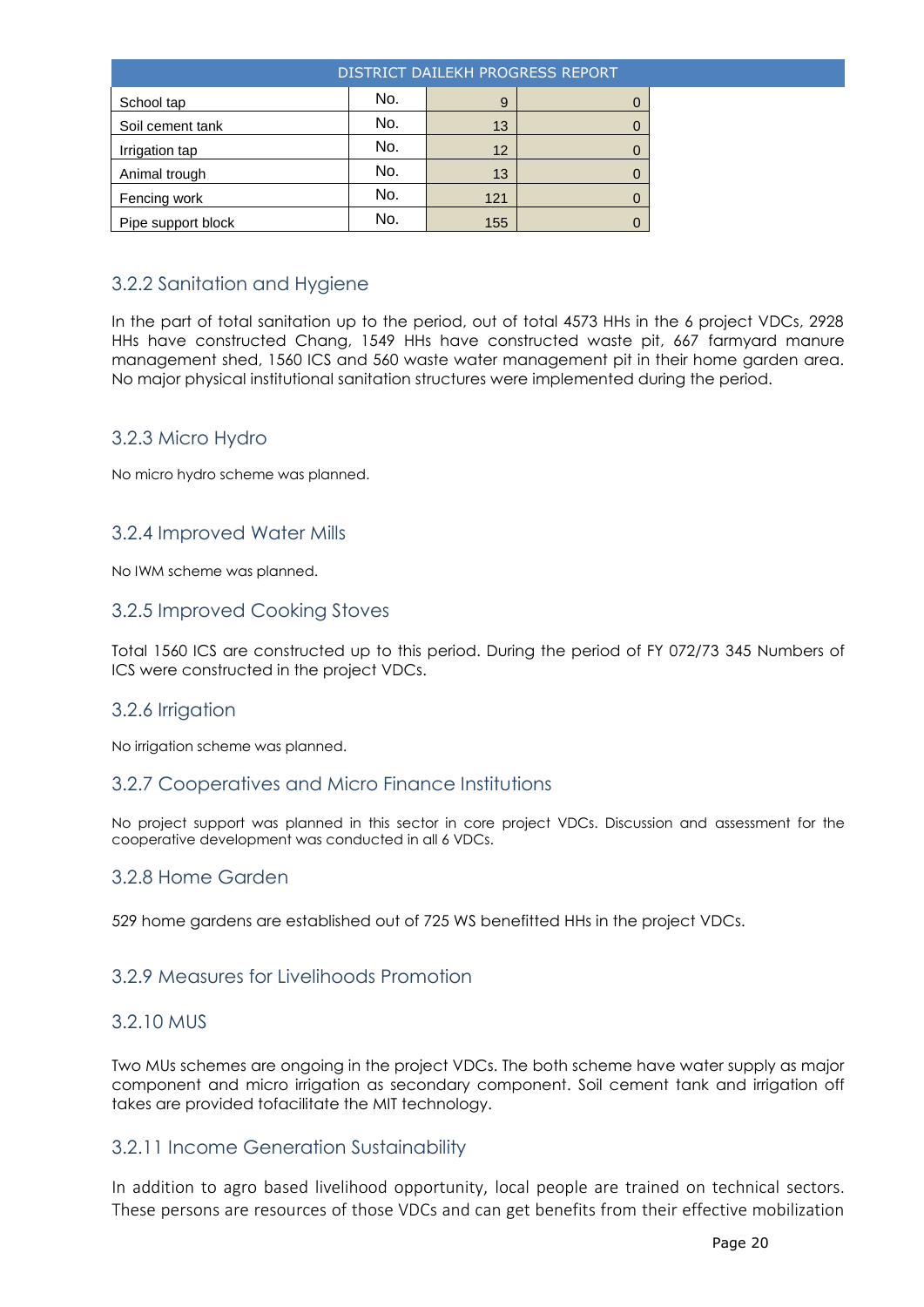| School tap | No. | 9 | 0 |
|---|---|---|---|
| Soil cement tank | No. | 13 | 0 |
| Irrigation tap | No. | 12 | 0 |
| Animal trough | No. | 13 | 0 |
| Fencing work | No. | 121 | 0 |
| Pipe support block | No. | 155 | 0 |

### 3.2.2 Sanitation and Hygiene

In the part of total sanitation up to the period, out of total 4573 HHs in the 6 project VDCs, 2928 HHs have constructed Chang, 1549 HHs have constructed waste pit, 667 farmyard manure management shed, 1560 ICS and 560 waste water management pit in their home garden area. No major physical institutional sanitation structures were implemented during the period.

### 3.2.3 Micro Hydro

No micro hydro scheme was planned.

### 3.2.4 Improved Water Mills

No IWM scheme was planned.

### 3.2.5 Improved Cooking Stoves

Total 1560 ICS are constructed up to this period. During the period of FY 072/73 345 Numbers of ICS were constructed in the project VDCs.

### 3.2.6 Irrigation

No irrigation scheme was planned.

### 3.2.7 Cooperatives and Micro Finance Institutions

No project support was planned in this sector in core project VDCs. Discussion and assessment for the cooperative development was conducted in all 6 VDCs.

### 3.2.8 Home Garden

529 home gardens are established out of 725 WS benefitted HHs in the project VDCs.

### 3.2.9 Measures for Livelihoods Promotion

### 3.2.10 MUS

Two MUs schemes are ongoing in the project VDCs. The both scheme have water supply as major component and micro irrigation as secondary component. Soil cement tank and irrigation off takes are provided tofacilitate the MIT technology.

### 3.2.11 Income Generation Sustainability

In addition to agro based livelihood opportunity, local people are trained on technical sectors. These persons are resources of those VDCs and can get benefits from their effective mobilization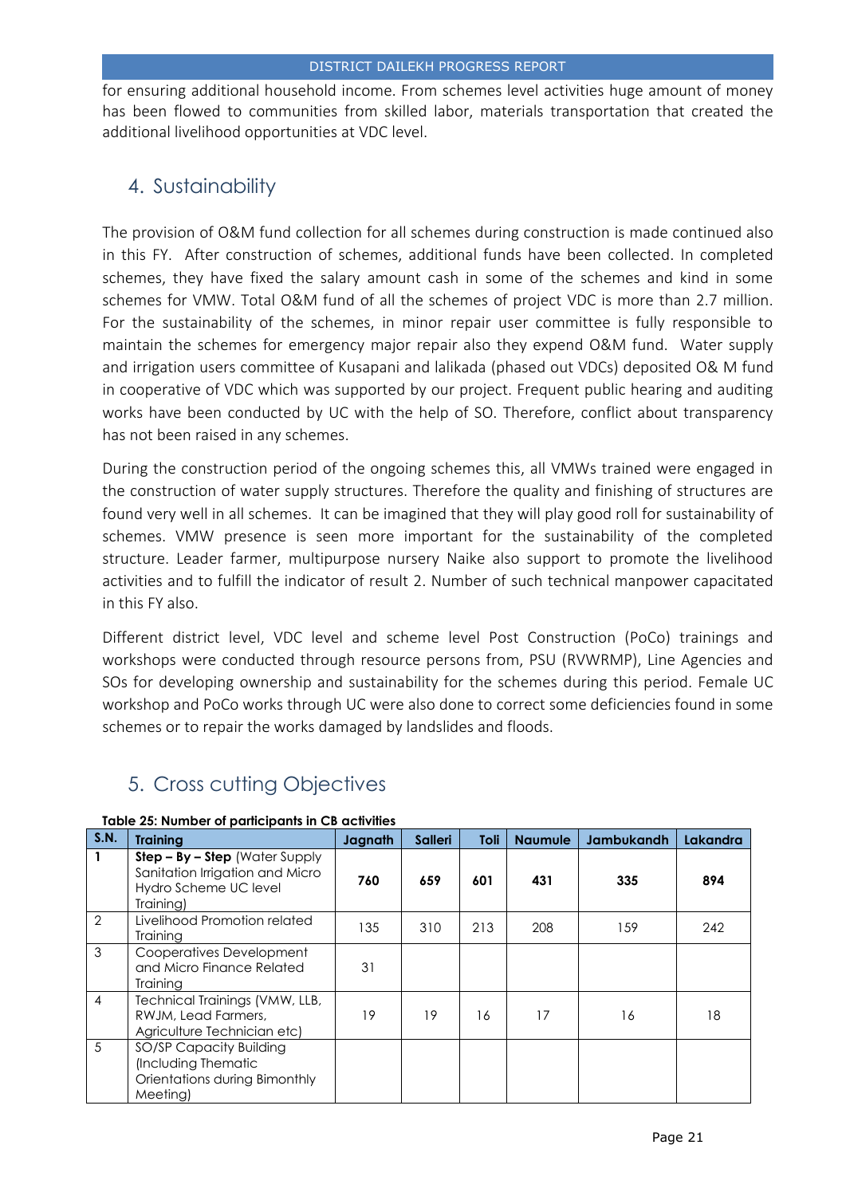for ensuring additional household income. From schemes level activities huge amount of money has been flowed to communities from skilled labor, materials transportation that created the additional livelihood opportunities at VDC level.

## 4. Sustainability

The provision of O&M fund collection for all schemes during construction is made continued also in this FY. After construction of schemes, additional funds have been collected. In completed schemes, they have fixed the salary amount cash in some of the schemes and kind in some schemes for VMW. Total O&M fund of all the schemes of project VDC is more than 2.7 million. For the sustainability of the schemes, in minor repair user committee is fully responsible to maintain the schemes for emergency major repair also they expend O&M fund. Water supply and irrigation users committee of Kusapani and lalikada (phased out VDCs) deposited O& M fund in cooperative of VDC which was supported by our project. Frequent public hearing and auditing works have been conducted by UC with the help of SO. Therefore, conflict about transparency has not been raised in any schemes.

During the construction period of the ongoing schemes this, all VMWs trained were engaged in the construction of water supply structures. Therefore the quality and finishing of structures are found very well in all schemes. It can be imagined that they will play good roll for sustainability of schemes. VMW presence is seen more important for the sustainability of the completed structure. Leader farmer, multipurpose nursery Naike also support to promote the livelihood activities and to fulfill the indicator of result 2. Number of such technical manpower capacitated in this FY also.

Different district level, VDC level and scheme level Post Construction (PoCo) trainings and workshops were conducted through resource persons from, PSU (RVWRMP), Line Agencies and SOs for developing ownership and sustainability for the schemes during this period. Female UC workshop and PoCo works through UC were also done to correct some deficiencies found in some schemes or to repair the works damaged by landslides and floods.

## 5. Cross cutting Objectives

**Table 25: Number of participants in CB activities**

| S.N. | Training | Jagnath | Salleri | Toli | Naumule | Jambukandh | Lakandra |
|---|---|---|---|---|---|---|---|
| **1** | **Step – By – Step** (Water Supply Sanitation Irrigation and Micro Hydro Scheme UC level Training) | **760** | **659** | **601** | **431** | **335** | **894** |
| 2 | Livelihood Promotion related Training | 135 | 310 | 213 | 208 | 159 | 242 |
| 3 | Cooperatives Development and Micro Finance Related Training | 31 | | | | | |
| 4 | Technical Trainings (VMW, LLB, RWJM, Lead Farmers, Agriculture Technician etc) | 19 | 19 | 16 | 17 | 16 | 18 |
| 5 | SO/SP Capacity Building (Including Thematic Orientations during Bimonthly Meeting) | | | | | | |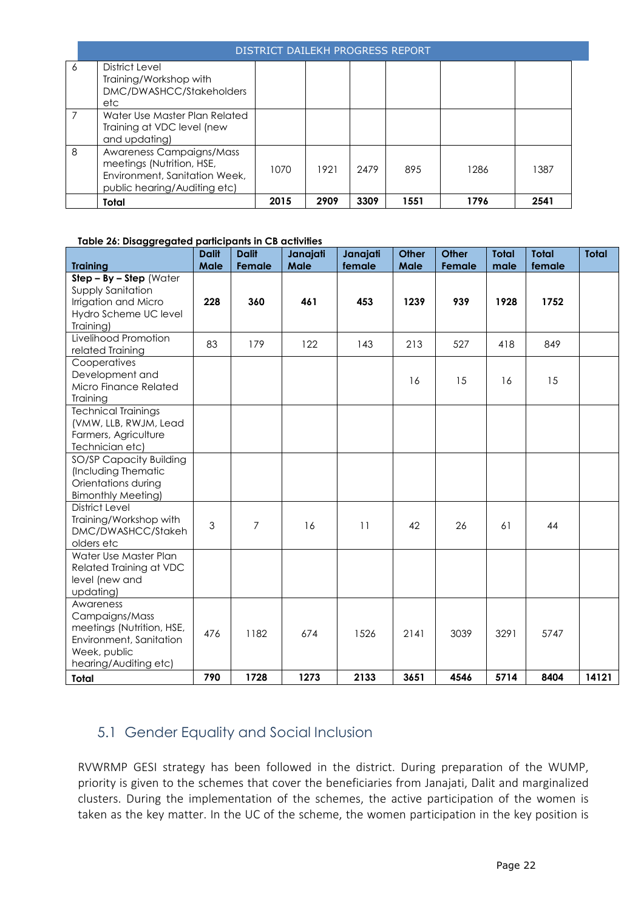| 6 | District Level Training/Workshop with DMC/DWASHCC/Stakeholders etc | | | | | | |
|---|---|---|---|---|---|---|---|
| 7 | Water Use Master Plan Related Training at VDC level (new and updating) | | | | | | |
| 8 | Awareness Campaigns/Mass meetings (Nutrition, HSE, Environment, Sanitation Week, public hearing/Auditing etc) | 1070 | 1921 | 2479 | 895 | 1286 | 1387 |
| | **Total** | **2015** | **2909** | **3309** | **1551** | **1796** | **2541** |

**Table 26: Disaggregated participants in CB activities**

| Training | Dalit Male | Dalit Female | Janajati Male | Janajati female | Other Male | Other Female | Total male | Total female | Total |
|---|---|---|---|---|---|---|---|---|---|
| **Step – By – Step** (Water Supply Sanitation Irrigation and Micro Hydro Scheme UC level Training) | **228** | **360** | **461** | **453** | **1239** | **939** | **1928** | **1752** | |
| Livelihood Promotion related Training | 83 | 179 | 122 | 143 | 213 | 527 | 418 | 849 | |
| Cooperatives Development and Micro Finance Related Training | | | | | 16 | 15 | 16 | 15 | |
| Technical Trainings (VMW, LLB, RWJM, Lead Farmers, Agriculture Technician etc) | | | | | | | | | |
| SO/SP Capacity Building (Including Thematic Orientations during Bimonthly Meeting) | | | | | | | | | |
| District Level Training/Workshop with DMC/DWASHCC/Stakeholders etc | 3 | 7 | 16 | 11 | 42 | 26 | 61 | 44 | |
| Water Use Master Plan Related Training at VDC level (new and updating) | | | | | | | | | |
| Awareness Campaigns/Mass meetings (Nutrition, HSE, Environment, Sanitation Week, public hearing/Auditing etc) | 476 | 1182 | 674 | 1526 | 2141 | 3039 | 3291 | 5747 | |
| **Total** | **790** | **1728** | **1273** | **2133** | **3651** | **4546** | **5714** | **8404** | **14121** |

## 5.1 Gender Equality and Social Inclusion

RVWRMP GESI strategy has been followed in the district. During preparation of the WUMP, priority is given to the schemes that cover the beneficiaries from Janajati, Dalit and marginalized clusters. During the implementation of the schemes, the active participation of the women is taken as the key matter. In the UC of the scheme, the women participation in the key position is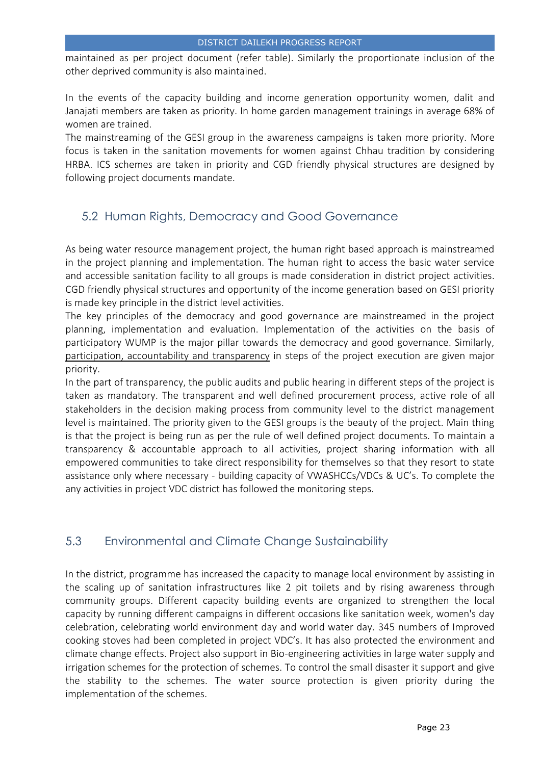maintained as per project document (refer table). Similarly the proportionate inclusion of the other deprived community is also maintained.

In the events of the capacity building and income generation opportunity women, dalit and Janajati members are taken as priority. In home garden management trainings in average 68% of women are trained.

The mainstreaming of the GESI group in the awareness campaigns is taken more priority. More focus is taken in the sanitation movements for women against Chhau tradition by considering HRBA. ICS schemes are taken in priority and CGD friendly physical structures are designed by following project documents mandate.

## 5.2 Human Rights, Democracy and Good Governance

As being water resource management project, the human right based approach is mainstreamed in the project planning and implementation. The human right to access the basic water service and accessible sanitation facility to all groups is made consideration in district project activities. CGD friendly physical structures and opportunity of the income generation based on GESI priority is made key principle in the district level activities.

The key principles of the democracy and good governance are mainstreamed in the project planning, implementation and evaluation. Implementation of the activities on the basis of participatory WUMP is the major pillar towards the democracy and good governance. Similarly, participation, accountability and transparency in steps of the project execution are given major priority.

In the part of transparency, the public audits and public hearing in different steps of the project is taken as mandatory. The transparent and well defined procurement process, active role of all stakeholders in the decision making process from community level to the district management level is maintained. The priority given to the GESI groups is the beauty of the project. Main thing is that the project is being run as per the rule of well defined project documents. To maintain a transparency & accountable approach to all activities, project sharing information with all empowered communities to take direct responsibility for themselves so that they resort to state assistance only where necessary - building capacity of VWASHCCs/VDCs & UC's. To complete the any activities in project VDC district has followed the monitoring steps.

## 5.3 Environmental and Climate Change Sustainability

In the district, programme has increased the capacity to manage local environment by assisting in the scaling up of sanitation infrastructures like 2 pit toilets and by rising awareness through community groups. Different capacity building events are organized to strengthen the local capacity by running different campaigns in different occasions like sanitation week, women's day celebration, celebrating world environment day and world water day. 345 numbers of Improved cooking stoves had been completed in project VDC's. It has also protected the environment and climate change effects. Project also support in Bio-engineering activities in large water supply and irrigation schemes for the protection of schemes. To control the small disaster it support and give the stability to the schemes. The water source protection is given priority during the implementation of the schemes.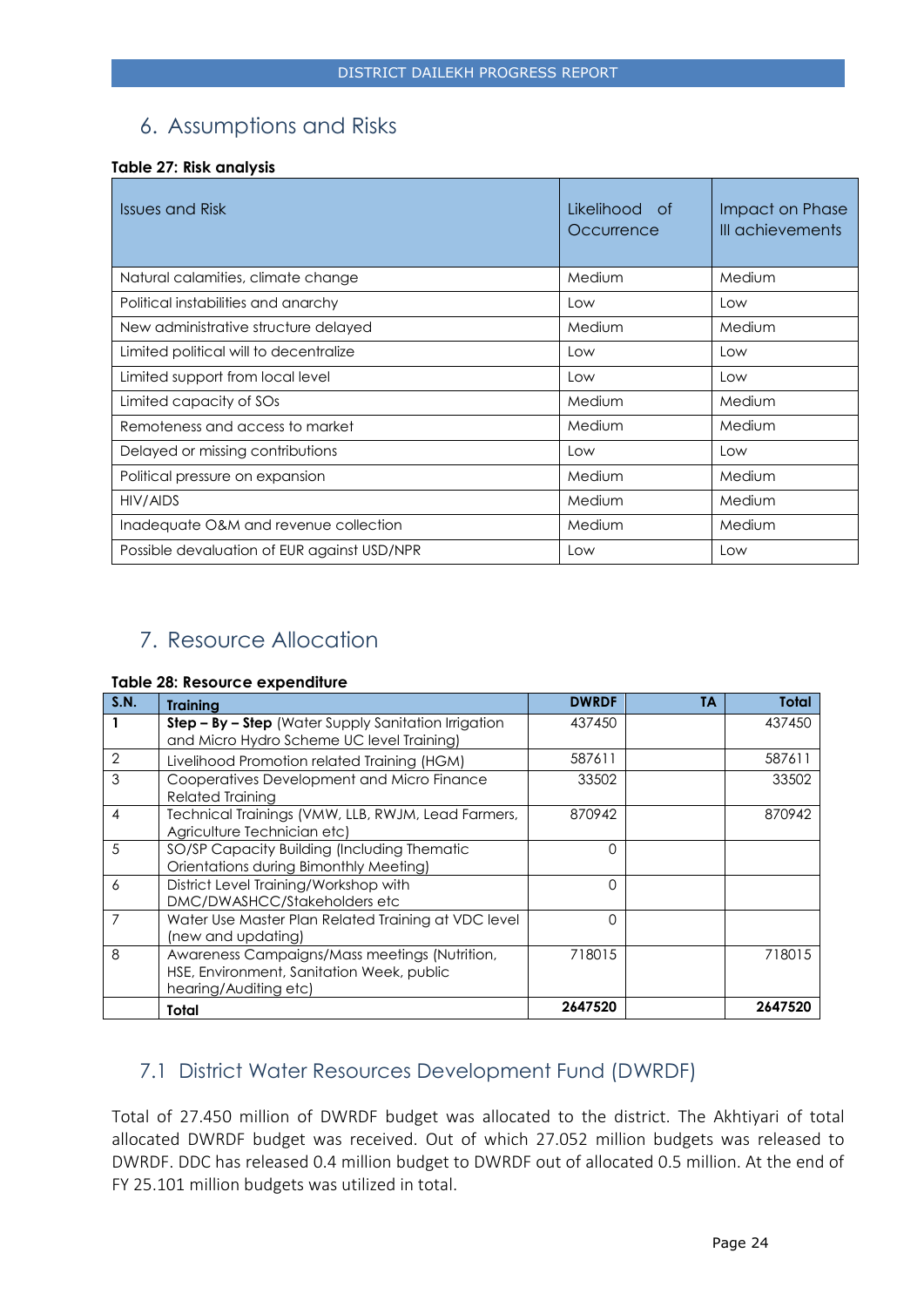# 6. Assumptions and Risks

**Table 27: Risk analysis**

| Issues and Risk | Likelihood of Occurrence | Impact on Phase III achievements |
|---|---|---|
| Natural calamities, climate change | Medium | Medium |
| Political instabilities and anarchy | Low | Low |
| New administrative structure delayed | Medium | Medium |
| Limited political will to decentralize | Low | Low |
| Limited support from local level | Low | Low |
| Limited capacity of SOs | Medium | Medium |
| Remoteness and access to market | Medium | Medium |
| Delayed or missing contributions | Low | Low |
| Political pressure on expansion | Medium | Medium |
| HIV/AIDS | Medium | Medium |
| Inadequate O&M and revenue collection | Medium | Medium |
| Possible devaluation of EUR against USD/NPR | Low | Low |

# 7. Resource Allocation

**Table 28: Resource expenditure**

| S.N. | Training | DWRDF | TA | Total |
|---|---|---|---|---|
| **1** | **Step – By – Step** (Water Supply Sanitation Irrigation and Micro Hydro Scheme UC level Training) | 437450 | | 437450 |
| 2 | Livelihood Promotion related Training (HGM) | 587611 | | 587611 |
| 3 | Cooperatives Development and Micro Finance Related Training | 33502 | | 33502 |
| 4 | Technical Trainings (VMW, LLB, RWJM, Lead Farmers, Agriculture Technician etc) | 870942 | | 870942 |
| 5 | SO/SP Capacity Building (Including Thematic Orientations during Bimonthly Meeting) | 0 | | |
| 6 | District Level Training/Workshop with DMC/DWASHCC/Stakeholders etc | 0 | | |
| 7 | Water Use Master Plan Related Training at VDC level (new and updating) | 0 | | |
| 8 | Awareness Campaigns/Mass meetings (Nutrition, HSE, Environment, Sanitation Week, public hearing/Auditing etc) | 718015 | | 718015 |
| | **Total** | **2647520** | | **2647520** |

## 7.1 District Water Resources Development Fund (DWRDF)

Total of 27.450 million of DWRDF budget was allocated to the district. The Akhtiyari of total allocated DWRDF budget was received. Out of which 27.052 million budgets was released to DWRDF. DDC has released 0.4 million budget to DWRDF out of allocated 0.5 million. At the end of FY 25.101 million budgets was utilized in total.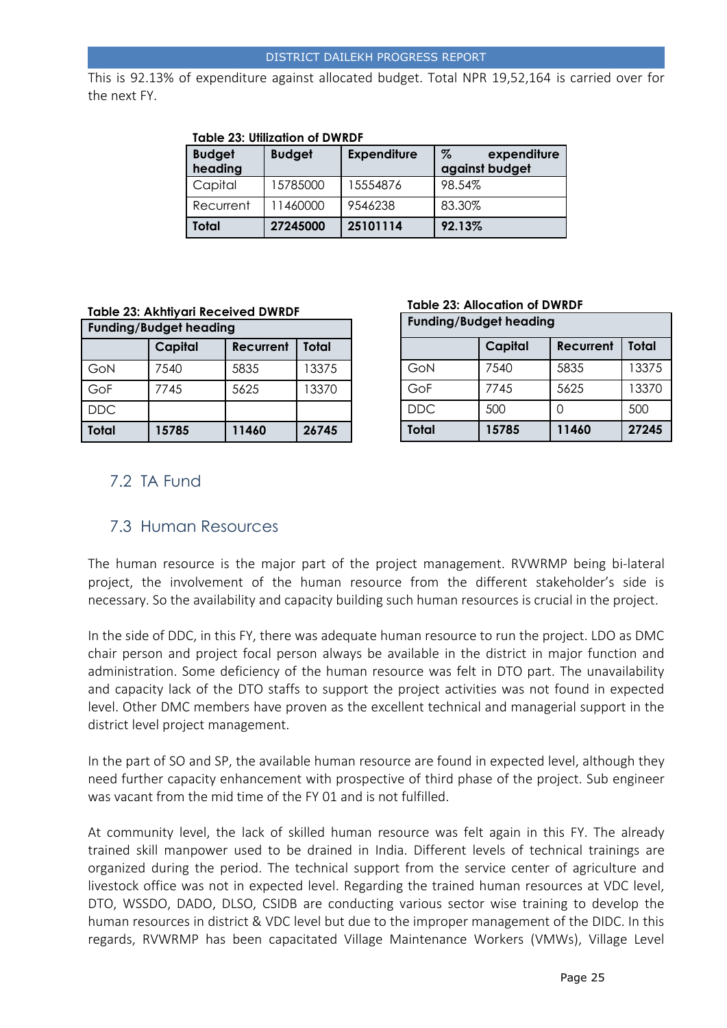This is 92.13% of expenditure against allocated budget. Total NPR 19,52,164 is carried over for the next FY.

**Table 23: Utilization of DWRDF**

| Budget heading | Budget | Expenditure | % expenditure against budget |
|---|---|---|---|
| Capital | 15785000 | 15554876 | 98.54% |
| Recurrent | 11460000 | 9546238 | 83.30% |
| **Total** | **27245000** | **25101114** | **92.13%** |

**Table 23: Akhtiyari Received DWRDF**

| Funding/Budget heading | | | |
|---|---|---|---|
| | Capital | Recurrent | Total |
| GoN | 7540 | 5835 | 13375 |
| GoF | 7745 | 5625 | 13370 |
| DDC | | | |
| **Total** | **15785** | **11460** | **26745** |

**Table 23: Allocation of DWRDF**

| Funding/Budget heading | | | |
|---|---|---|---|
| | Capital | Recurrent | Total |
| GoN | 7540 | 5835 | 13375 |
| GoF | 7745 | 5625 | 13370 |
| DDC | 500 | 0 | 500 |
| **Total** | **15785** | **11460** | **27245** |

## 7.2 TA Fund

## 7.3 Human Resources

The human resource is the major part of the project management. RVWRMP being bi-lateral project, the involvement of the human resource from the different stakeholder's side is necessary. So the availability and capacity building such human resources is crucial in the project.

In the side of DDC, in this FY, there was adequate human resource to run the project. LDO as DMC chair person and project focal person always be available in the district in major function and administration. Some deficiency of the human resource was felt in DTO part. The unavailability and capacity lack of the DTO staffs to support the project activities was not found in expected level. Other DMC members have proven as the excellent technical and managerial support in the district level project management.

In the part of SO and SP, the available human resource are found in expected level, although they need further capacity enhancement with prospective of third phase of the project. Sub engineer was vacant from the mid time of the FY 01 and is not fulfilled.

At community level, the lack of skilled human resource was felt again in this FY. The already trained skill manpower used to be drained in India. Different levels of technical trainings are organized during the period. The technical support from the service center of agriculture and livestock office was not in expected level. Regarding the trained human resources at VDC level, DTO, WSSDO, DADO, DLSO, CSIDB are conducting various sector wise training to develop the human resources in district & VDC level but due to the improper management of the DIDC. In this regards, RVWRMP has been capacitated Village Maintenance Workers (VMWs), Village Level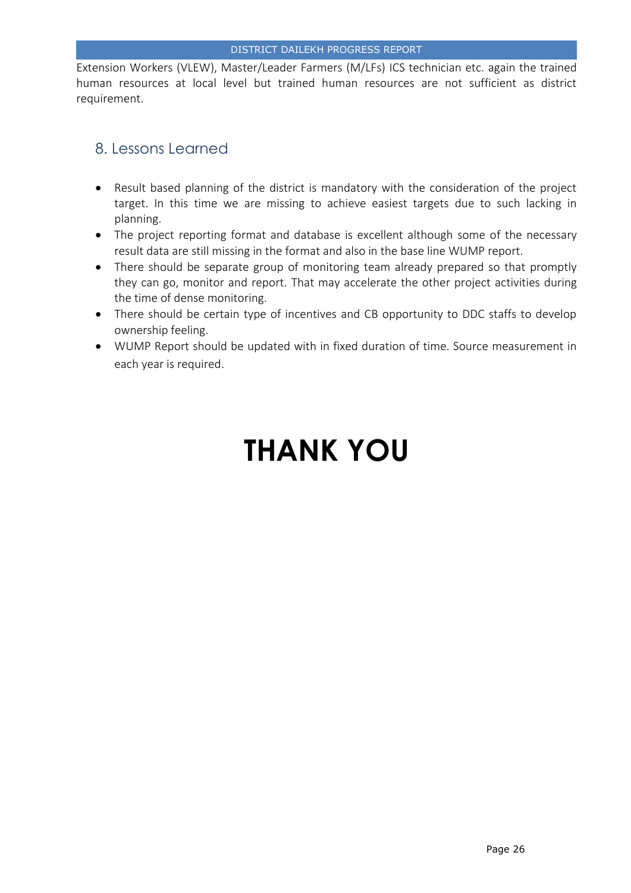Extension Workers (VLEW), Master/Leader Farmers (M/LFs) ICS technician etc. again the trained human resources at local level but trained human resources are not sufficient as district requirement.

## 8. Lessons Learned

- Result based planning of the district is mandatory with the consideration of the project target. In this time we are missing to achieve easiest targets due to such lacking in planning.
- The project reporting format and database is excellent although some of the necessary result data are still missing in the format and also in the base line WUMP report.
- There should be separate group of monitoring team already prepared so that promptly they can go, monitor and report. That may accelerate the other project activities during the time of dense monitoring.
- There should be certain type of incentives and CB opportunity to DDC staffs to develop ownership feeling.
- WUMP Report should be updated with in fixed duration of time. Source measurement in each year is required.

# THANK YOU